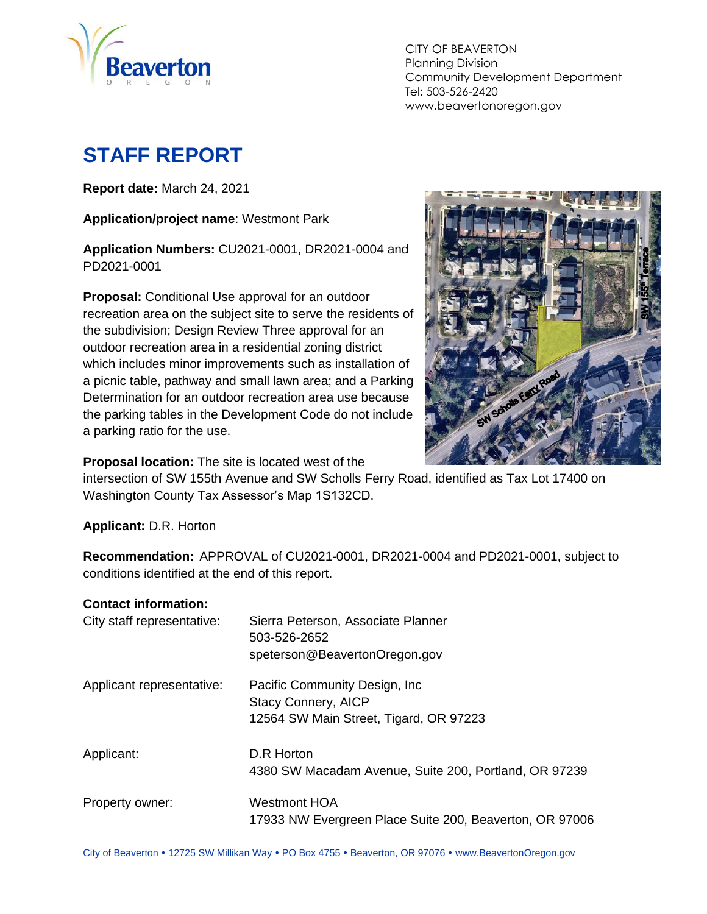CITY OF BEAVERTON
Planning Division
Community Development Department
Tel: 503-526-2420
www.beavertonoregon.gov

# STAFF REPORT

**Report date:** March 24, 2021

**Application/project name**: Westmont Park

**Application Numbers:** CU2021-0001, DR2021-0004 and PD2021-0001

**Proposal:** Conditional Use approval for an outdoor recreation area on the subject site to serve the residents of the subdivision; Design Review Three approval for an outdoor recreation area in a residential zoning district which includes minor improvements such as installation of a picnic table, pathway and small lawn area; and a Parking Determination for an outdoor recreation area use because the parking tables in the Development Code do not include a parking ratio for the use.

**Proposal location:** The site is located west of the intersection of SW 155th Avenue and SW Scholls Ferry Road, identified as Tax Lot 17400 on Washington County Tax Assessor's Map 1S132CD.

**Applicant:** D.R. Horton

**Recommendation:** APPROVAL of CU2021-0001, DR2021-0004 and PD2021-0001, subject to conditions identified at the end of this report.

**Contact information:**

| | |
|---|---|
| City staff representative: | Sierra Peterson, Associate Planner<br>503-526-2652<br>speterson@BeavertonOregon.gov |
| Applicant representative: | Pacific Community Design, Inc<br>Stacy Connery, AICP<br>12564 SW Main Street, Tigard, OR 97223 |
| Applicant: | D.R Horton<br>4380 SW Macadam Avenue, Suite 200, Portland, OR 97239 |
| Property owner: | Westmont HOA<br>17933 NW Evergreen Place Suite 200, Beaverton, OR 97006 |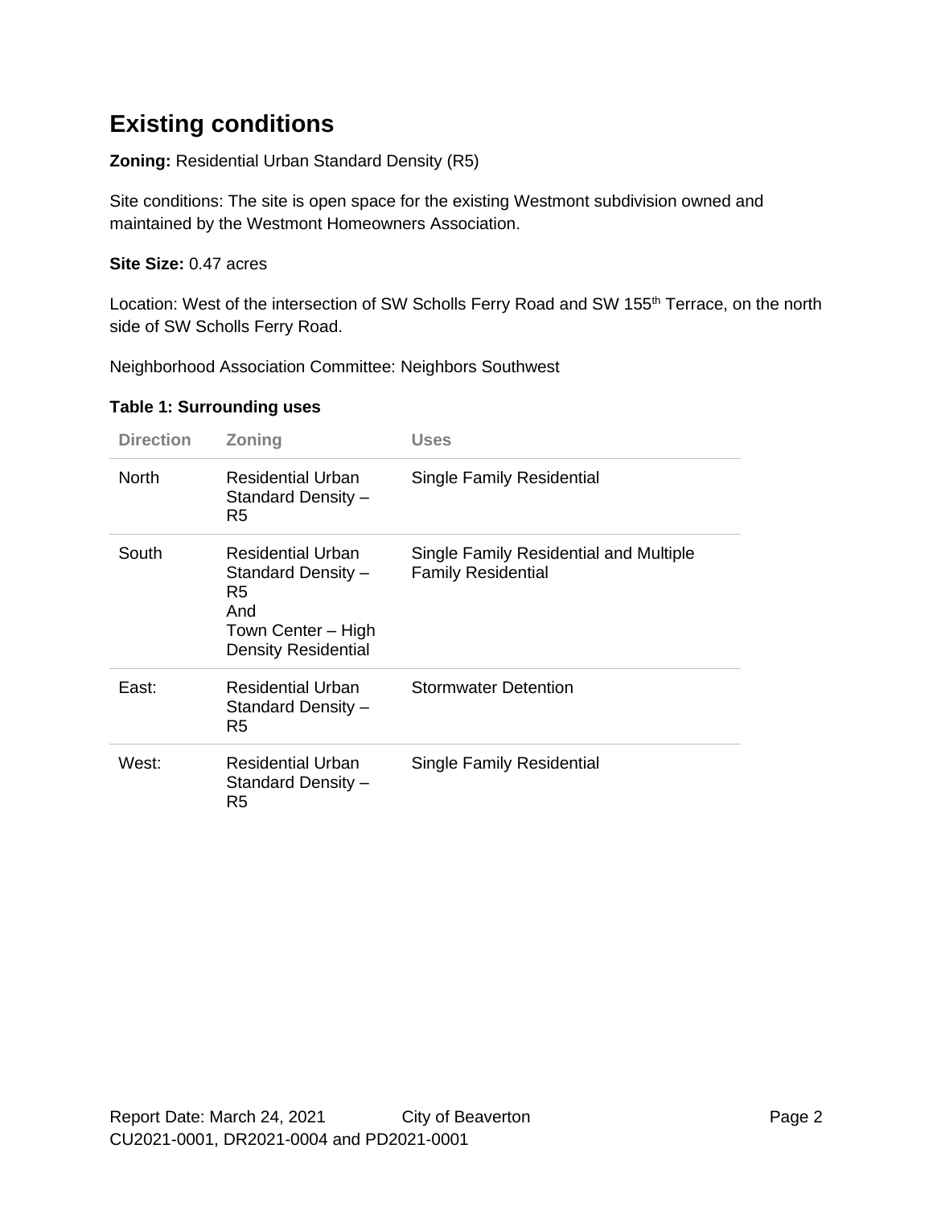## Existing conditions

**Zoning:** Residential Urban Standard Density (R5)

Site conditions: The site is open space for the existing Westmont subdivision owned and maintained by the Westmont Homeowners Association.

**Site Size:** 0.47 acres

Location: West of the intersection of SW Scholls Ferry Road and SW 155th Terrace, on the north side of SW Scholls Ferry Road.

Neighborhood Association Committee: Neighbors Southwest

**Table 1: Surrounding uses**

| Direction | Zoning | Uses |
|---|---|---|
| North | Residential Urban Standard Density – R5 | Single Family Residential |
| South | Residential Urban Standard Density – R5 And Town Center – High Density Residential | Single Family Residential and Multiple Family Residential |
| East: | Residential Urban Standard Density – R5 | Stormwater Detention |
| West: | Residential Urban Standard Density – R5 | Single Family Residential |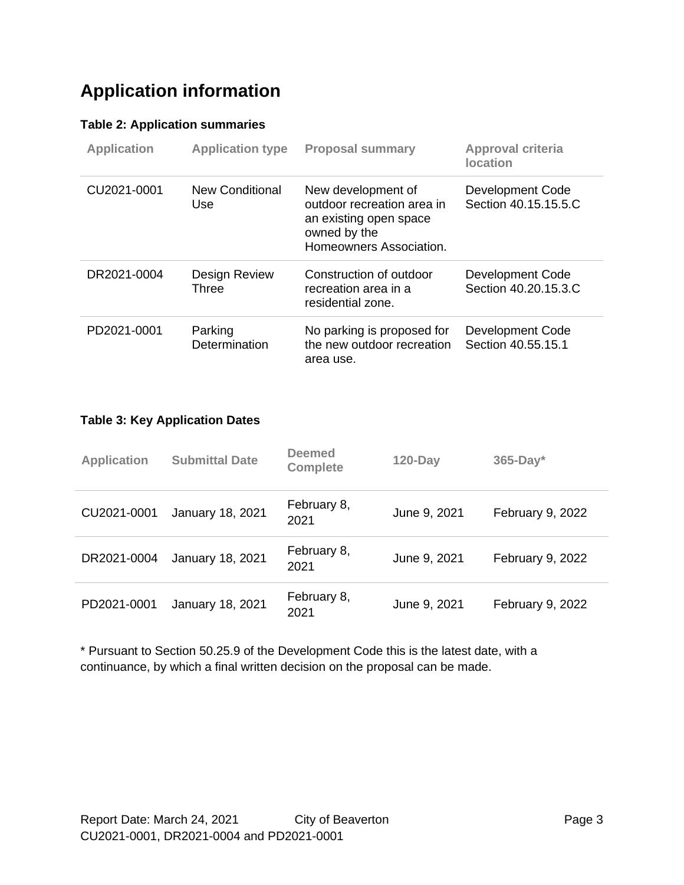# Application information

**Table 2: Application summaries**

| Application | Application type | Proposal summary | Approval criteria location |
|---|---|---|---|
| CU2021-0001 | New Conditional Use | New development of outdoor recreation area in an existing open space owned by the Homeowners Association. | Development Code Section 40.15.15.5.C |
| DR2021-0004 | Design Review Three | Construction of outdoor recreation area in a residential zone. | Development Code Section 40.20.15.3.C |
| PD2021-0001 | Parking Determination | No parking is proposed for the new outdoor recreation area use. | Development Code Section 40.55.15.1 |

**Table 3: Key Application Dates**

| Application | Submittal Date | Deemed Complete | 120-Day | 365-Day* |
|---|---|---|---|---|
| CU2021-0001 | January 18, 2021 | February 8, 2021 | June 9, 2021 | February 9, 2022 |
| DR2021-0004 | January 18, 2021 | February 8, 2021 | June 9, 2021 | February 9, 2022 |
| PD2021-0001 | January 18, 2021 | February 8, 2021 | June 9, 2021 | February 9, 2022 |

* Pursuant to Section 50.25.9 of the Development Code this is the latest date, with a continuance, by which a final written decision on the proposal can be made.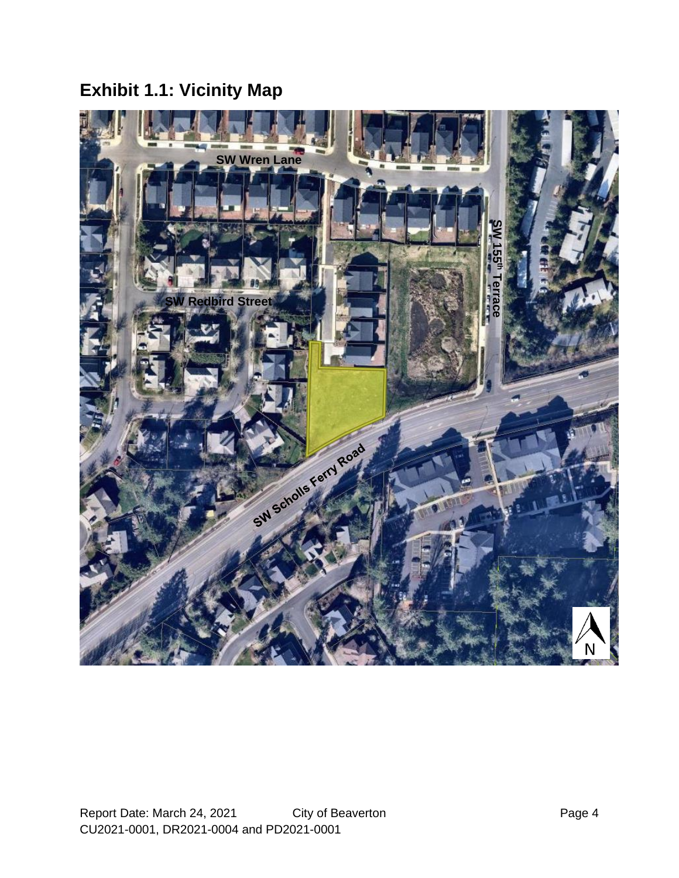## Exhibit 1.1: Vicinity Map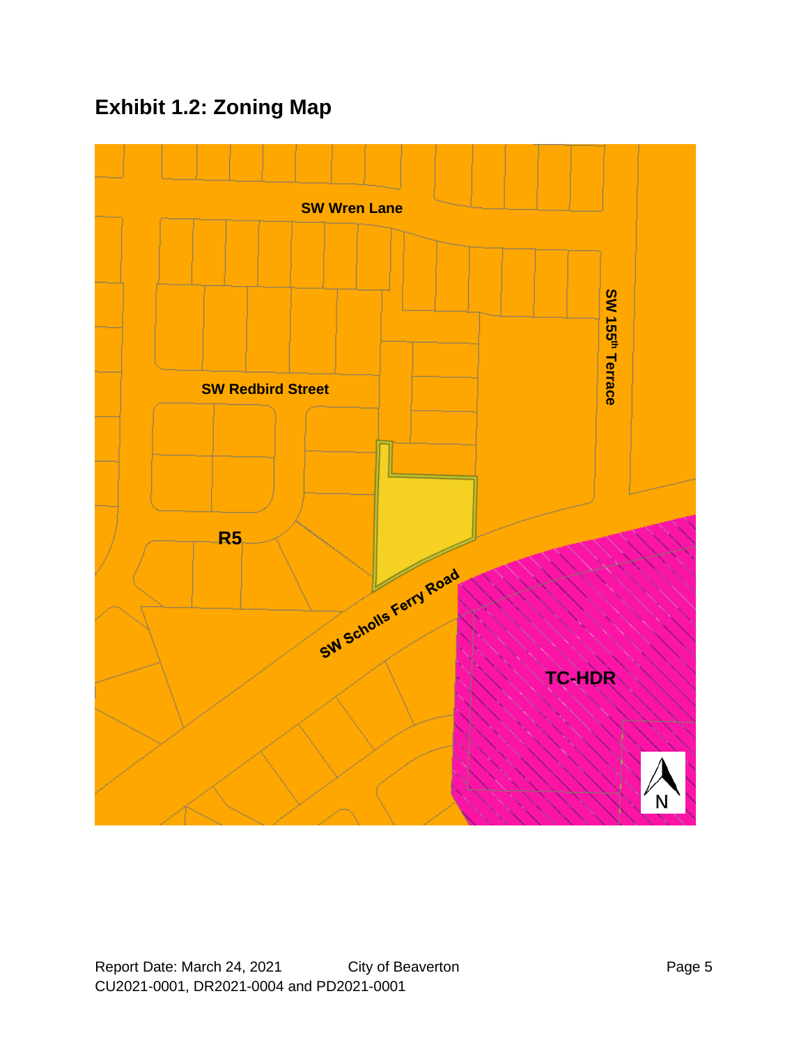## Exhibit 1.2: Zoning Map

SW Wren Lane

SW 155th Terrace

SW Redbird Street

R5

SW Scholls Ferry Road

TC-HDR

N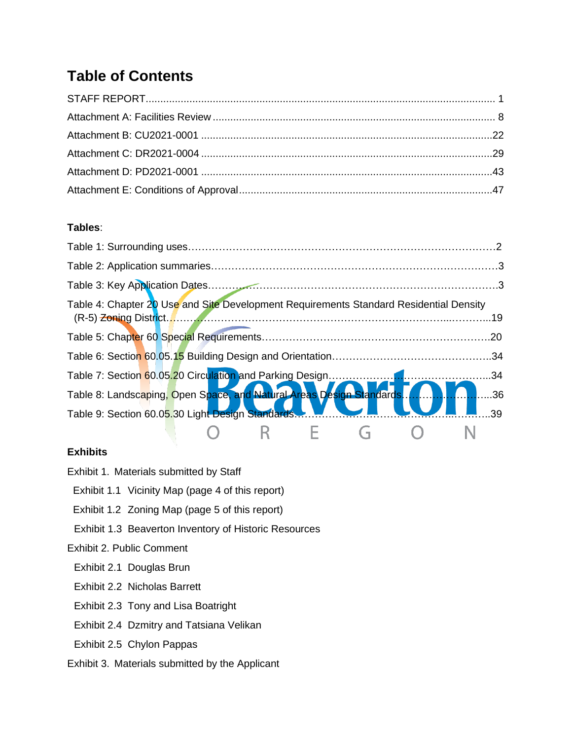# Table of Contents

STAFF REPORT ........................................................................................................................ 1

Attachment A: Facilities Review ................................................................................................ 8

Attachment B: CU2021-0001 ....................................................................................................22

Attachment C: DR2021-0004 ....................................................................................................29

Attachment D: PD2021-0001 ....................................................................................................43

Attachment E: Conditions of Approval......................................................................................47

**Tables**:

Table 1: Surrounding uses……………………………………………………………………………2

Table 2: Application summaries……………………………………………………………………3

Table 3: Key Application Dates………………………………………………………………………3

Table 4: Chapter 20 Use and Site Development Requirements Standard Residential Density (R-5) Zoning District……………………………………………………………………...…………..19

Table 5: Chapter 60 Special Requirements…………………………………………………………20

Table 6: Section 60.05.15 Building Design and Orientation……………………………………….34

Table 7: Section 60.05.20 Circulation and Parking Design………………………………………..34

Table 8: Landscaping, Open Space, and Natural Areas Design Standards……………………...36

Table 9: Section 60.05.30 Light Design Standards………………………………………...………39

**Exhibits**

Exhibit 1. Materials submitted by Staff

- Exhibit 1.1 Vicinity Map (page 4 of this report)
- Exhibit 1.2 Zoning Map (page 5 of this report)
- Exhibit 1.3 Beaverton Inventory of Historic Resources

Exhibit 2. Public Comment

- Exhibit 2.1 Douglas Brun
- Exhibit 2.2 Nicholas Barrett
- Exhibit 2.3 Tony and Lisa Boatright
- Exhibit 2.4 Dzmitry and Tatsiana Velikan
- Exhibit 2.5 Chylon Pappas

Exhibit 3. Materials submitted by the Applicant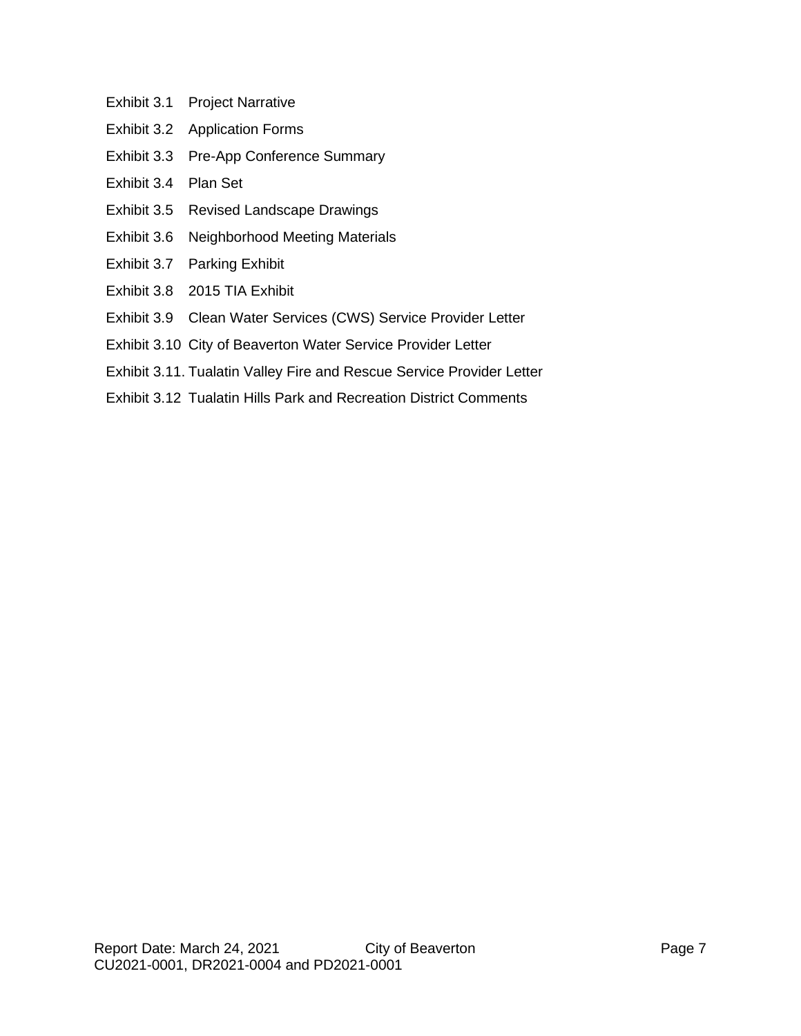Exhibit 3.1 Project Narrative

Exhibit 3.2 Application Forms

Exhibit 3.3 Pre-App Conference Summary

Exhibit 3.4 Plan Set

Exhibit 3.5 Revised Landscape Drawings

Exhibit 3.6 Neighborhood Meeting Materials

Exhibit 3.7 Parking Exhibit

Exhibit 3.8 2015 TIA Exhibit

Exhibit 3.9 Clean Water Services (CWS) Service Provider Letter

Exhibit 3.10 City of Beaverton Water Service Provider Letter

Exhibit 3.11. Tualatin Valley Fire and Rescue Service Provider Letter

Exhibit 3.12 Tualatin Hills Park and Recreation District Comments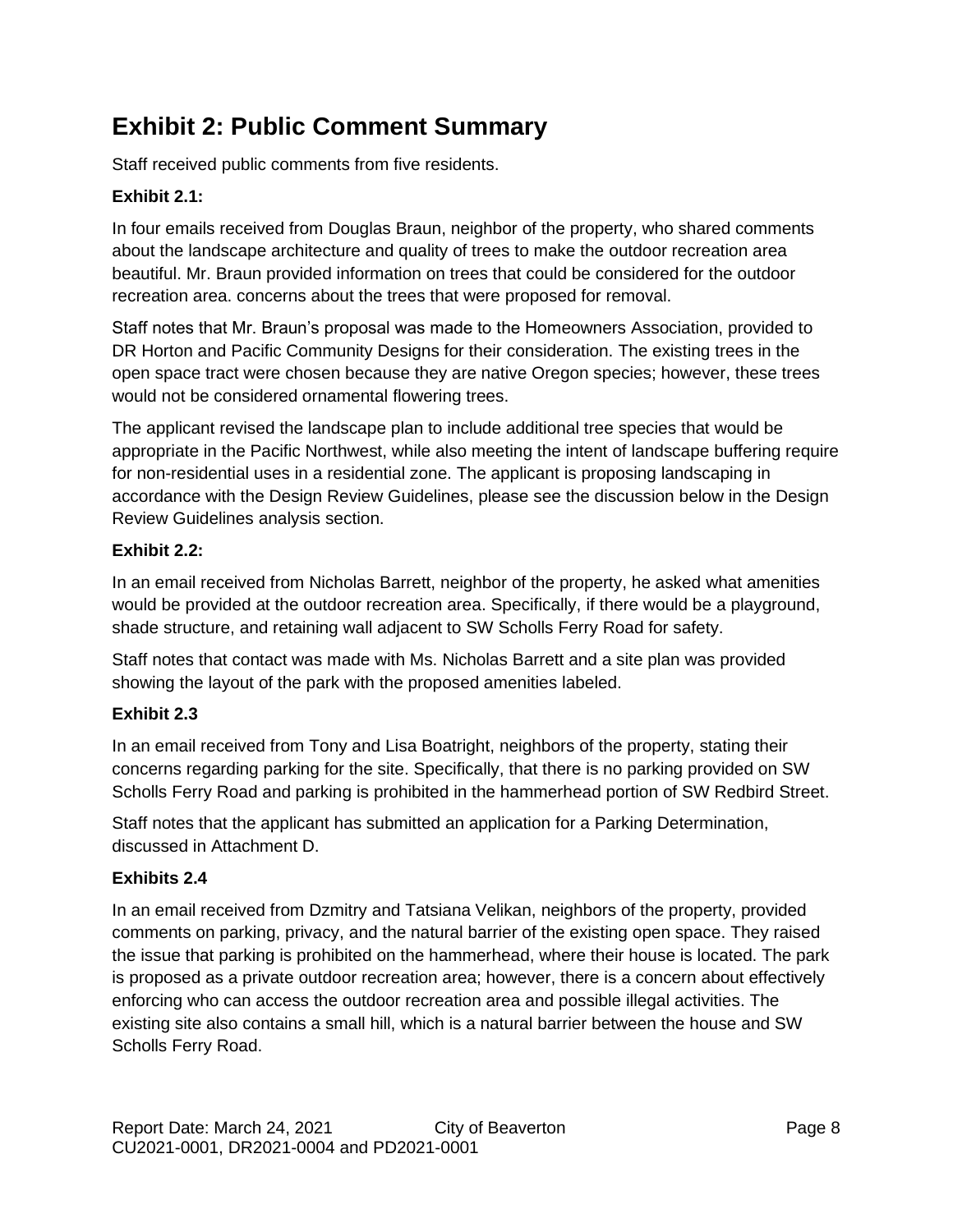# Exhibit 2: Public Comment Summary

Staff received public comments from five residents.

**Exhibit 2.1:**

In four emails received from Douglas Braun, neighbor of the property, who shared comments about the landscape architecture and quality of trees to make the outdoor recreation area beautiful. Mr. Braun provided information on trees that could be considered for the outdoor recreation area. concerns about the trees that were proposed for removal.

Staff notes that Mr. Braun's proposal was made to the Homeowners Association, provided to DR Horton and Pacific Community Designs for their consideration. The existing trees in the open space tract were chosen because they are native Oregon species; however, these trees would not be considered ornamental flowering trees.

The applicant revised the landscape plan to include additional tree species that would be appropriate in the Pacific Northwest, while also meeting the intent of landscape buffering require for non-residential uses in a residential zone. The applicant is proposing landscaping in accordance with the Design Review Guidelines, please see the discussion below in the Design Review Guidelines analysis section.

**Exhibit 2.2:**

In an email received from Nicholas Barrett, neighbor of the property, he asked what amenities would be provided at the outdoor recreation area. Specifically, if there would be a playground, shade structure, and retaining wall adjacent to SW Scholls Ferry Road for safety.

Staff notes that contact was made with Ms. Nicholas Barrett and a site plan was provided showing the layout of the park with the proposed amenities labeled.

**Exhibit 2.3**

In an email received from Tony and Lisa Boatright, neighbors of the property, stating their concerns regarding parking for the site. Specifically, that there is no parking provided on SW Scholls Ferry Road and parking is prohibited in the hammerhead portion of SW Redbird Street.

Staff notes that the applicant has submitted an application for a Parking Determination, discussed in Attachment D.

**Exhibits 2.4**

In an email received from Dzmitry and Tatsiana Velikan, neighbors of the property, provided comments on parking, privacy, and the natural barrier of the existing open space. They raised the issue that parking is prohibited on the hammerhead, where their house is located. The park is proposed as a private outdoor recreation area; however, there is a concern about effectively enforcing who can access the outdoor recreation area and possible illegal activities. The existing site also contains a small hill, which is a natural barrier between the house and SW Scholls Ferry Road.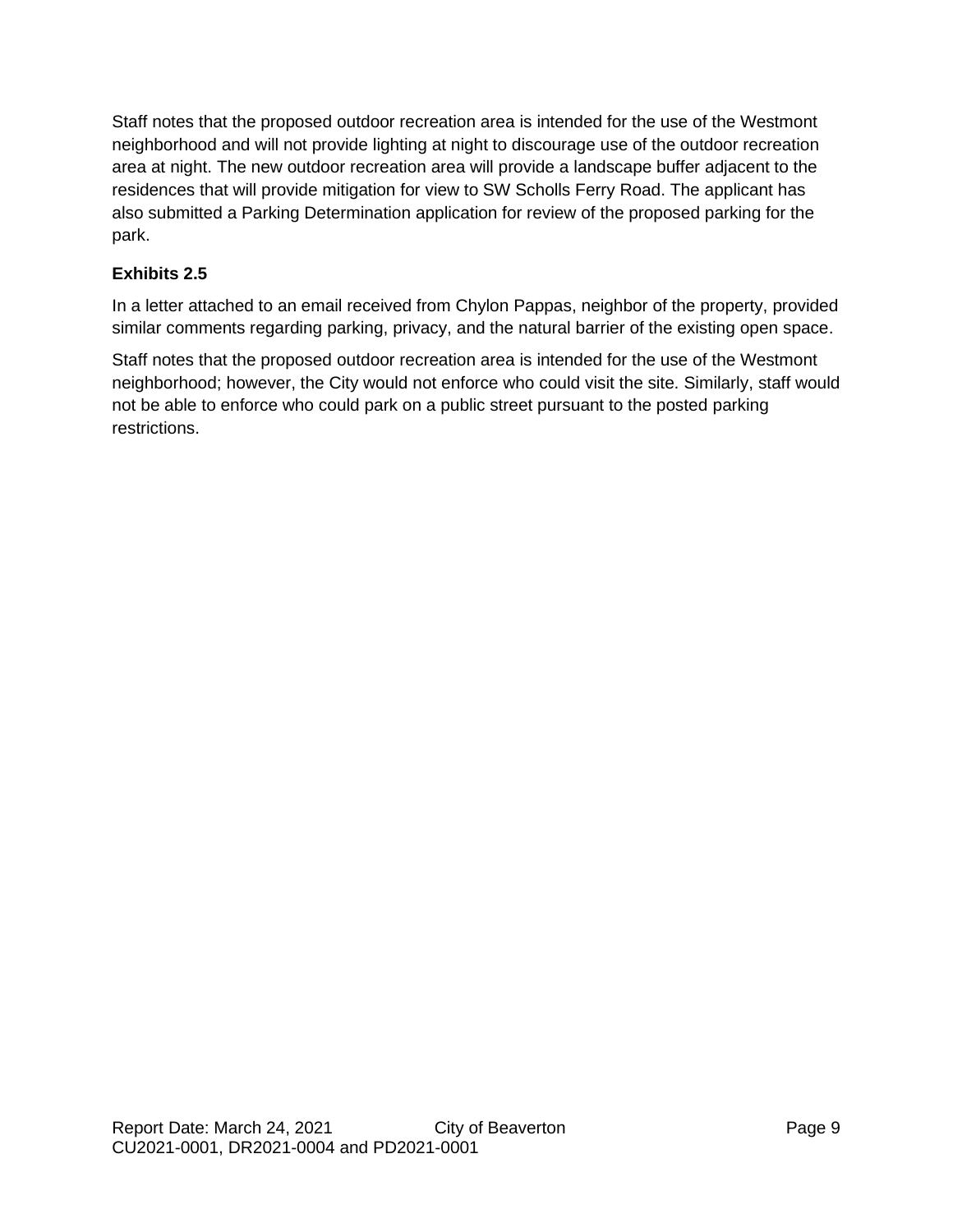Staff notes that the proposed outdoor recreation area is intended for the use of the Westmont neighborhood and will not provide lighting at night to discourage use of the outdoor recreation area at night. The new outdoor recreation area will provide a landscape buffer adjacent to the residences that will provide mitigation for view to SW Scholls Ferry Road. The applicant has also submitted a Parking Determination application for review of the proposed parking for the park.

**Exhibits 2.5**

In a letter attached to an email received from Chylon Pappas, neighbor of the property, provided similar comments regarding parking, privacy, and the natural barrier of the existing open space.

Staff notes that the proposed outdoor recreation area is intended for the use of the Westmont neighborhood; however, the City would not enforce who could visit the site. Similarly, staff would not be able to enforce who could park on a public street pursuant to the posted parking restrictions.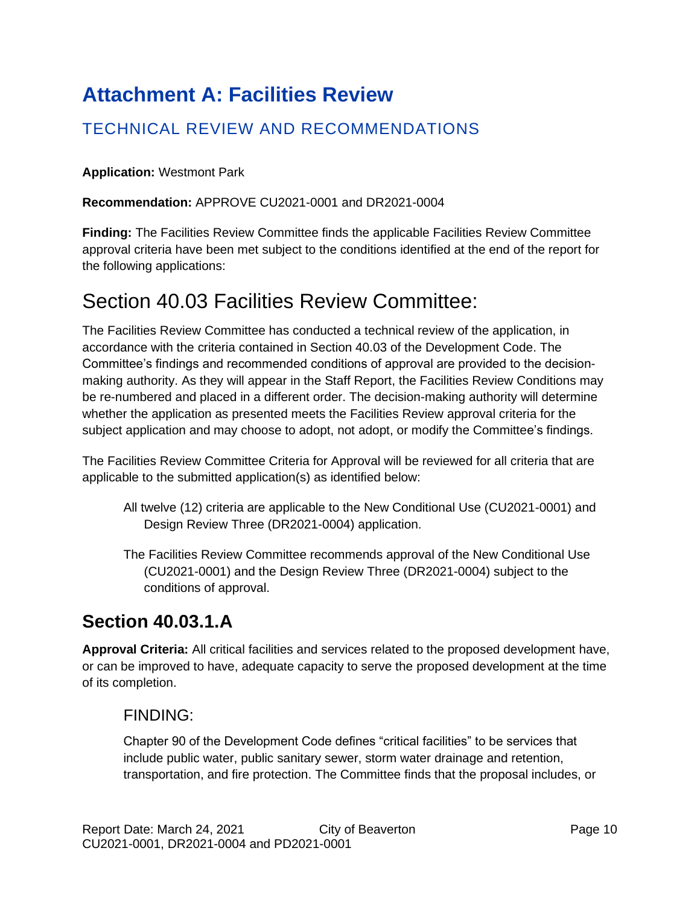# Attachment A: Facilities Review

## TECHNICAL REVIEW AND RECOMMENDATIONS

**Application:** Westmont Park

**Recommendation:** APPROVE CU2021-0001 and DR2021-0004

**Finding:** The Facilities Review Committee finds the applicable Facilities Review Committee approval criteria have been met subject to the conditions identified at the end of the report for the following applications:

# Section 40.03 Facilities Review Committee:

The Facilities Review Committee has conducted a technical review of the application, in accordance with the criteria contained in Section 40.03 of the Development Code. The Committee's findings and recommended conditions of approval are provided to the decision-making authority. As they will appear in the Staff Report, the Facilities Review Conditions may be re-numbered and placed in a different order. The decision-making authority will determine whether the application as presented meets the Facilities Review approval criteria for the subject application and may choose to adopt, not adopt, or modify the Committee's findings.

The Facilities Review Committee Criteria for Approval will be reviewed for all criteria that are applicable to the submitted application(s) as identified below:

All twelve (12) criteria are applicable to the New Conditional Use (CU2021-0001) and Design Review Three (DR2021-0004) application.

The Facilities Review Committee recommends approval of the New Conditional Use (CU2021-0001) and the Design Review Three (DR2021-0004) subject to the conditions of approval.

## Section 40.03.1.A

**Approval Criteria:** All critical facilities and services related to the proposed development have, or can be improved to have, adequate capacity to serve the proposed development at the time of its completion.

### FINDING:

Chapter 90 of the Development Code defines "critical facilities" to be services that include public water, public sanitary sewer, storm water drainage and retention, transportation, and fire protection. The Committee finds that the proposal includes, or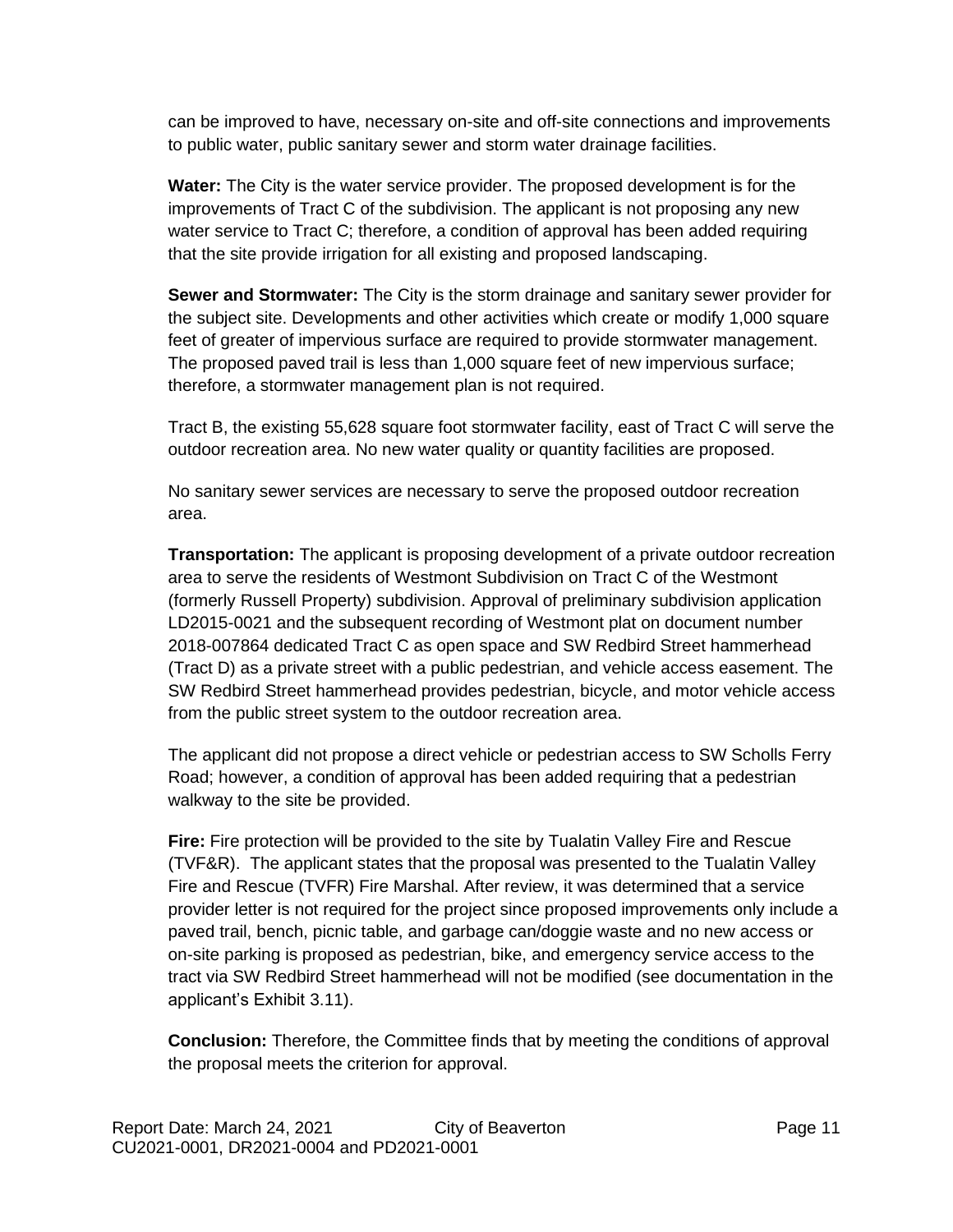can be improved to have, necessary on-site and off-site connections and improvements to public water, public sanitary sewer and storm water drainage facilities.

**Water:** The City is the water service provider. The proposed development is for the improvements of Tract C of the subdivision. The applicant is not proposing any new water service to Tract C; therefore, a condition of approval has been added requiring that the site provide irrigation for all existing and proposed landscaping.

**Sewer and Stormwater:** The City is the storm drainage and sanitary sewer provider for the subject site. Developments and other activities which create or modify 1,000 square feet of greater of impervious surface are required to provide stormwater management. The proposed paved trail is less than 1,000 square feet of new impervious surface; therefore, a stormwater management plan is not required.

Tract B, the existing 55,628 square foot stormwater facility, east of Tract C will serve the outdoor recreation area. No new water quality or quantity facilities are proposed.

No sanitary sewer services are necessary to serve the proposed outdoor recreation area.

**Transportation:** The applicant is proposing development of a private outdoor recreation area to serve the residents of Westmont Subdivision on Tract C of the Westmont (formerly Russell Property) subdivision. Approval of preliminary subdivision application LD2015-0021 and the subsequent recording of Westmont plat on document number 2018-007864 dedicated Tract C as open space and SW Redbird Street hammerhead (Tract D) as a private street with a public pedestrian, and vehicle access easement. The SW Redbird Street hammerhead provides pedestrian, bicycle, and motor vehicle access from the public street system to the outdoor recreation area.

The applicant did not propose a direct vehicle or pedestrian access to SW Scholls Ferry Road; however, a condition of approval has been added requiring that a pedestrian walkway to the site be provided.

**Fire:** Fire protection will be provided to the site by Tualatin Valley Fire and Rescue (TVF&R). The applicant states that the proposal was presented to the Tualatin Valley Fire and Rescue (TVFR) Fire Marshal. After review, it was determined that a service provider letter is not required for the project since proposed improvements only include a paved trail, bench, picnic table, and garbage can/doggie waste and no new access or on-site parking is proposed as pedestrian, bike, and emergency service access to the tract via SW Redbird Street hammerhead will not be modified (see documentation in the applicant's Exhibit 3.11).

**Conclusion:** Therefore, the Committee finds that by meeting the conditions of approval the proposal meets the criterion for approval.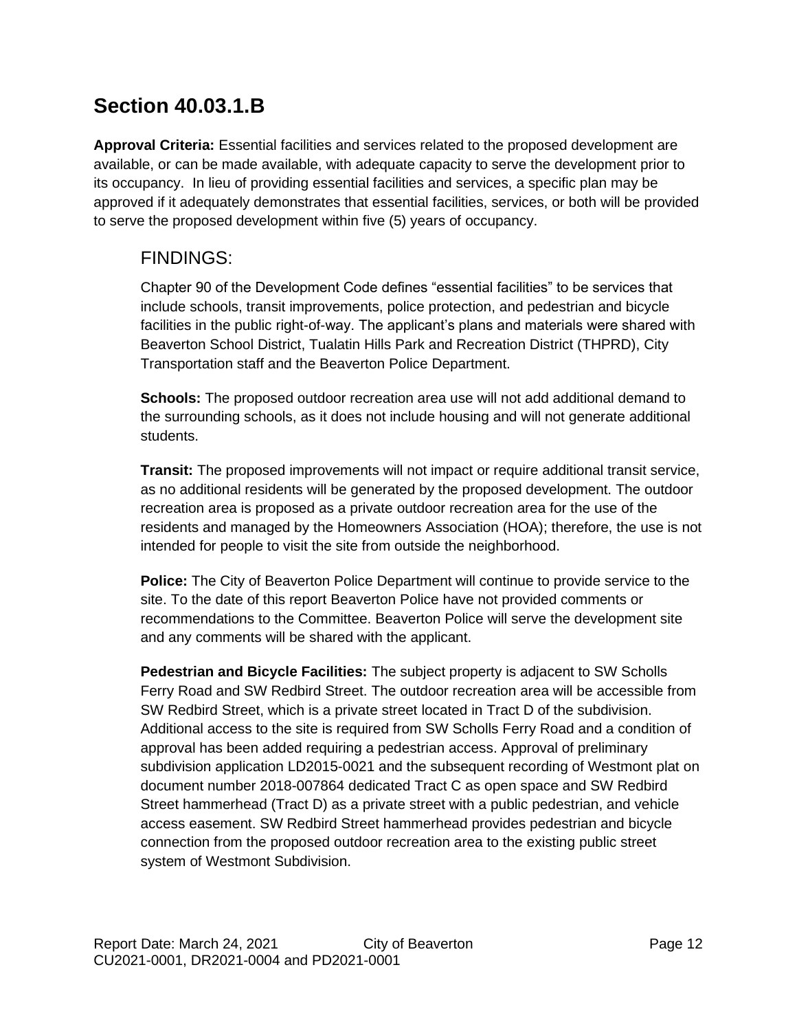## Section 40.03.1.B

**Approval Criteria:** Essential facilities and services related to the proposed development are available, or can be made available, with adequate capacity to serve the development prior to its occupancy. In lieu of providing essential facilities and services, a specific plan may be approved if it adequately demonstrates that essential facilities, services, or both will be provided to serve the proposed development within five (5) years of occupancy.

### FINDINGS:

Chapter 90 of the Development Code defines "essential facilities" to be services that include schools, transit improvements, police protection, and pedestrian and bicycle facilities in the public right-of-way. The applicant's plans and materials were shared with Beaverton School District, Tualatin Hills Park and Recreation District (THPRD), City Transportation staff and the Beaverton Police Department.

**Schools:** The proposed outdoor recreation area use will not add additional demand to the surrounding schools, as it does not include housing and will not generate additional students.

**Transit:** The proposed improvements will not impact or require additional transit service, as no additional residents will be generated by the proposed development. The outdoor recreation area is proposed as a private outdoor recreation area for the use of the residents and managed by the Homeowners Association (HOA); therefore, the use is not intended for people to visit the site from outside the neighborhood.

**Police:** The City of Beaverton Police Department will continue to provide service to the site. To the date of this report Beaverton Police have not provided comments or recommendations to the Committee. Beaverton Police will serve the development site and any comments will be shared with the applicant.

**Pedestrian and Bicycle Facilities:** The subject property is adjacent to SW Scholls Ferry Road and SW Redbird Street. The outdoor recreation area will be accessible from SW Redbird Street, which is a private street located in Tract D of the subdivision. Additional access to the site is required from SW Scholls Ferry Road and a condition of approval has been added requiring a pedestrian access. Approval of preliminary subdivision application LD2015-0021 and the subsequent recording of Westmont plat on document number 2018-007864 dedicated Tract C as open space and SW Redbird Street hammerhead (Tract D) as a private street with a public pedestrian, and vehicle access easement. SW Redbird Street hammerhead provides pedestrian and bicycle connection from the proposed outdoor recreation area to the existing public street system of Westmont Subdivision.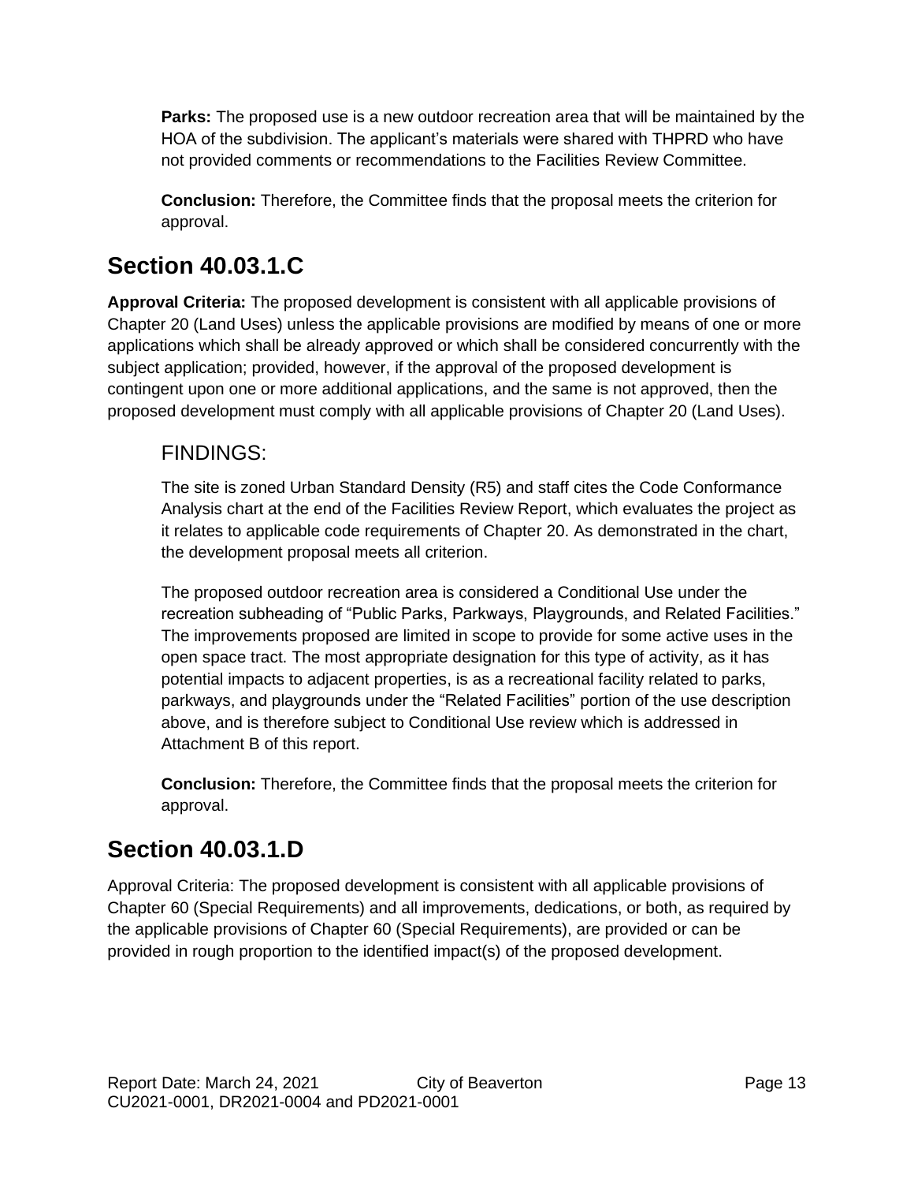**Parks:** The proposed use is a new outdoor recreation area that will be maintained by the HOA of the subdivision. The applicant's materials were shared with THPRD who have not provided comments or recommendations to the Facilities Review Committee.

**Conclusion:** Therefore, the Committee finds that the proposal meets the criterion for approval.

## Section 40.03.1.C

**Approval Criteria:** The proposed development is consistent with all applicable provisions of Chapter 20 (Land Uses) unless the applicable provisions are modified by means of one or more applications which shall be already approved or which shall be considered concurrently with the subject application; provided, however, if the approval of the proposed development is contingent upon one or more additional applications, and the same is not approved, then the proposed development must comply with all applicable provisions of Chapter 20 (Land Uses).

### FINDINGS:

The site is zoned Urban Standard Density (R5) and staff cites the Code Conformance Analysis chart at the end of the Facilities Review Report, which evaluates the project as it relates to applicable code requirements of Chapter 20. As demonstrated in the chart, the development proposal meets all criterion.

The proposed outdoor recreation area is considered a Conditional Use under the recreation subheading of "Public Parks, Parkways, Playgrounds, and Related Facilities." The improvements proposed are limited in scope to provide for some active uses in the open space tract. The most appropriate designation for this type of activity, as it has potential impacts to adjacent properties, is as a recreational facility related to parks, parkways, and playgrounds under the "Related Facilities" portion of the use description above, and is therefore subject to Conditional Use review which is addressed in Attachment B of this report.

**Conclusion:** Therefore, the Committee finds that the proposal meets the criterion for approval.

## Section 40.03.1.D

Approval Criteria: The proposed development is consistent with all applicable provisions of Chapter 60 (Special Requirements) and all improvements, dedications, or both, as required by the applicable provisions of Chapter 60 (Special Requirements), are provided or can be provided in rough proportion to the identified impact(s) of the proposed development.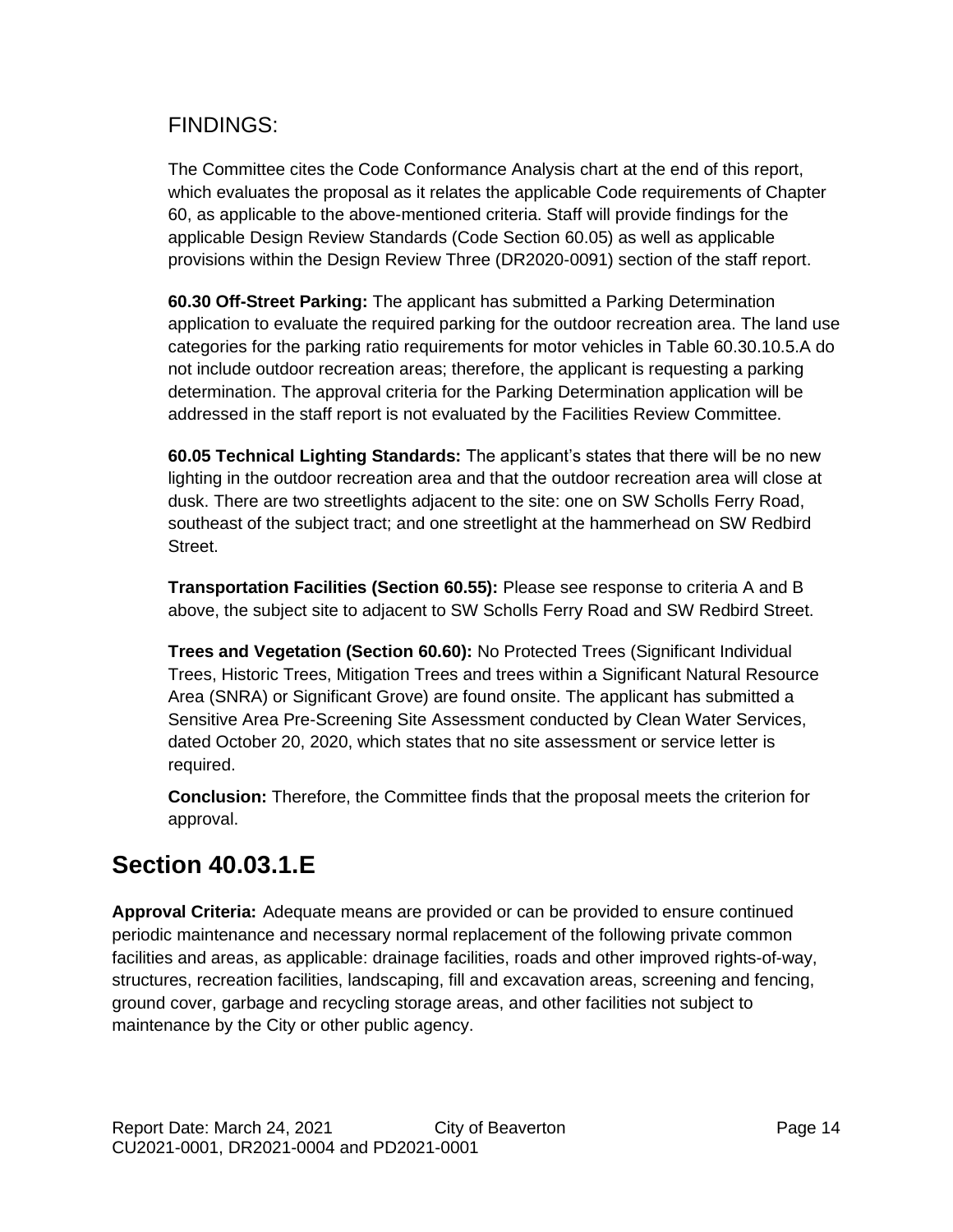FINDINGS:

The Committee cites the Code Conformance Analysis chart at the end of this report, which evaluates the proposal as it relates the applicable Code requirements of Chapter 60, as applicable to the above-mentioned criteria. Staff will provide findings for the applicable Design Review Standards (Code Section 60.05) as well as applicable provisions within the Design Review Three (DR2020-0091) section of the staff report.

**60.30 Off-Street Parking:** The applicant has submitted a Parking Determination application to evaluate the required parking for the outdoor recreation area. The land use categories for the parking ratio requirements for motor vehicles in Table 60.30.10.5.A do not include outdoor recreation areas; therefore, the applicant is requesting a parking determination. The approval criteria for the Parking Determination application will be addressed in the staff report is not evaluated by the Facilities Review Committee.

**60.05 Technical Lighting Standards:** The applicant's states that there will be no new lighting in the outdoor recreation area and that the outdoor recreation area will close at dusk. There are two streetlights adjacent to the site: one on SW Scholls Ferry Road, southeast of the subject tract; and one streetlight at the hammerhead on SW Redbird Street.

**Transportation Facilities (Section 60.55):** Please see response to criteria A and B above, the subject site to adjacent to SW Scholls Ferry Road and SW Redbird Street.

**Trees and Vegetation (Section 60.60):** No Protected Trees (Significant Individual Trees, Historic Trees, Mitigation Trees and trees within a Significant Natural Resource Area (SNRA) or Significant Grove) are found onsite. The applicant has submitted a Sensitive Area Pre-Screening Site Assessment conducted by Clean Water Services, dated October 20, 2020, which states that no site assessment or service letter is required.

**Conclusion:** Therefore, the Committee finds that the proposal meets the criterion for approval.

## Section 40.03.1.E

**Approval Criteria:** Adequate means are provided or can be provided to ensure continued periodic maintenance and necessary normal replacement of the following private common facilities and areas, as applicable: drainage facilities, roads and other improved rights-of-way, structures, recreation facilities, landscaping, fill and excavation areas, screening and fencing, ground cover, garbage and recycling storage areas, and other facilities not subject to maintenance by the City or other public agency.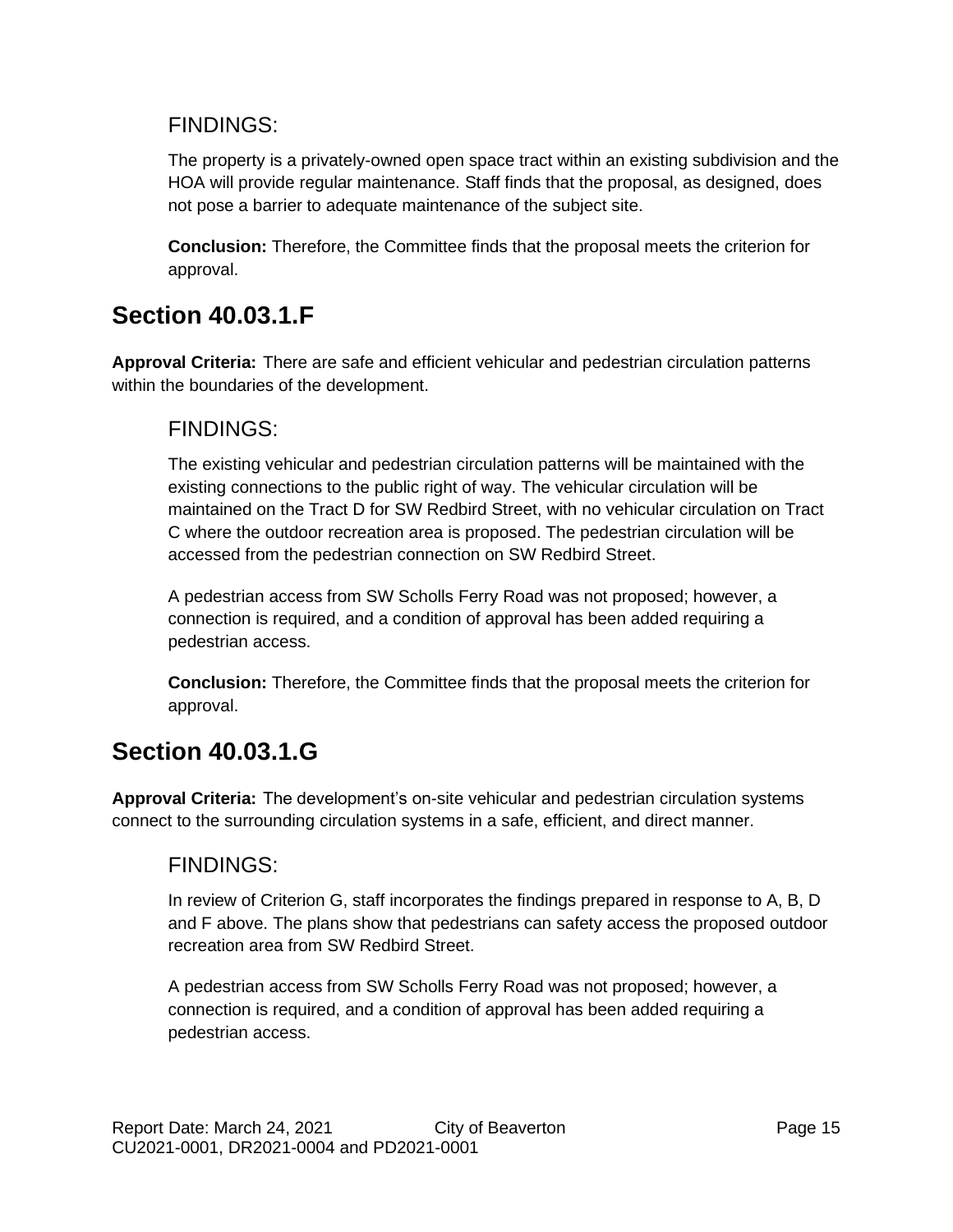### FINDINGS:

The property is a privately-owned open space tract within an existing subdivision and the HOA will provide regular maintenance. Staff finds that the proposal, as designed, does not pose a barrier to adequate maintenance of the subject site.

**Conclusion:** Therefore, the Committee finds that the proposal meets the criterion for approval.

## Section 40.03.1.F

**Approval Criteria:** There are safe and efficient vehicular and pedestrian circulation patterns within the boundaries of the development.

### FINDINGS:

The existing vehicular and pedestrian circulation patterns will be maintained with the existing connections to the public right of way. The vehicular circulation will be maintained on the Tract D for SW Redbird Street, with no vehicular circulation on Tract C where the outdoor recreation area is proposed. The pedestrian circulation will be accessed from the pedestrian connection on SW Redbird Street.

A pedestrian access from SW Scholls Ferry Road was not proposed; however, a connection is required, and a condition of approval has been added requiring a pedestrian access.

**Conclusion:** Therefore, the Committee finds that the proposal meets the criterion for approval.

## Section 40.03.1.G

**Approval Criteria:** The development's on-site vehicular and pedestrian circulation systems connect to the surrounding circulation systems in a safe, efficient, and direct manner.

### FINDINGS:

In review of Criterion G, staff incorporates the findings prepared in response to A, B, D and F above. The plans show that pedestrians can safety access the proposed outdoor recreation area from SW Redbird Street.

A pedestrian access from SW Scholls Ferry Road was not proposed; however, a connection is required, and a condition of approval has been added requiring a pedestrian access.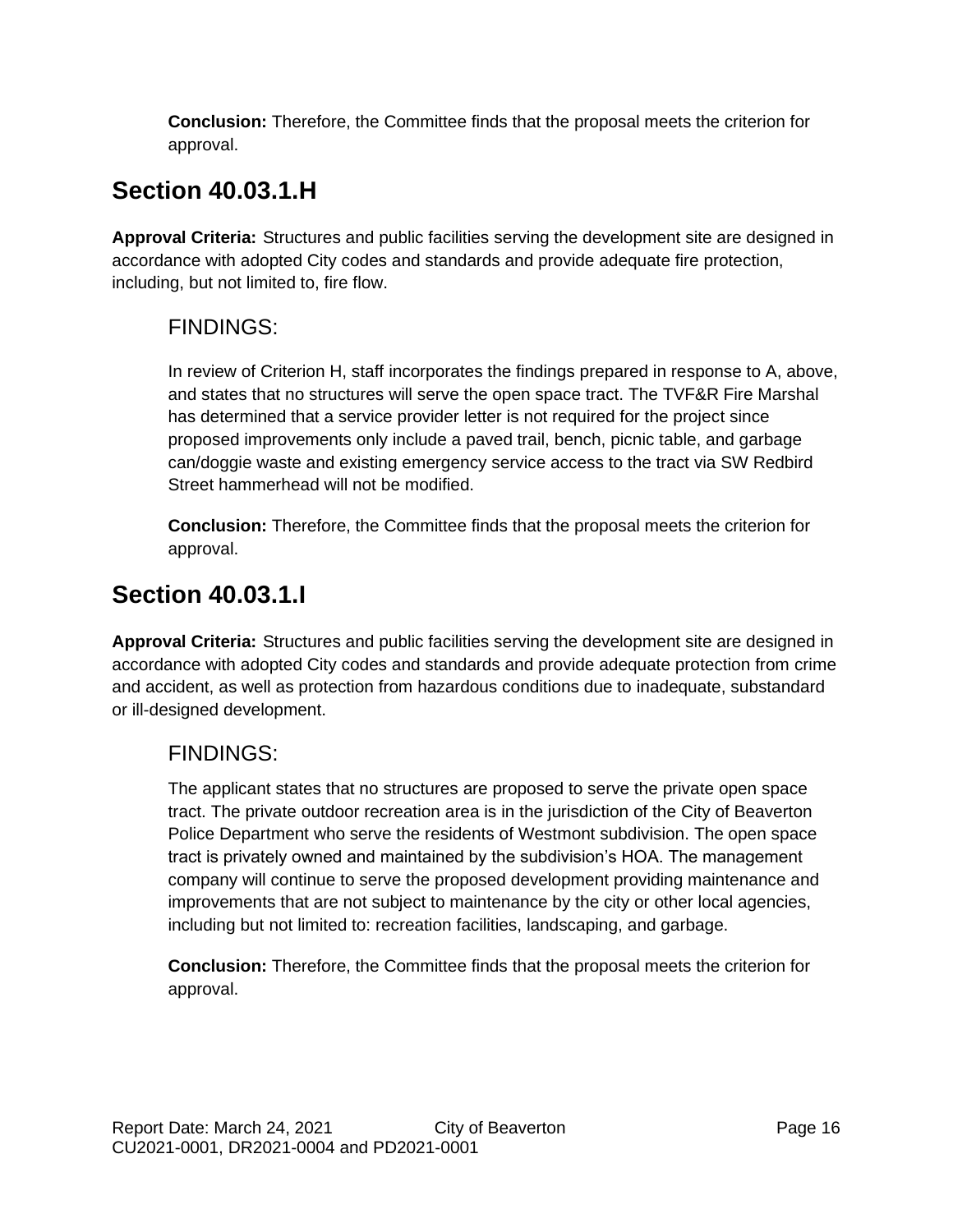**Conclusion:** Therefore, the Committee finds that the proposal meets the criterion for approval.

## Section 40.03.1.H

**Approval Criteria:** Structures and public facilities serving the development site are designed in accordance with adopted City codes and standards and provide adequate fire protection, including, but not limited to, fire flow.

### FINDINGS:

In review of Criterion H, staff incorporates the findings prepared in response to A, above, and states that no structures will serve the open space tract. The TVF&R Fire Marshal has determined that a service provider letter is not required for the project since proposed improvements only include a paved trail, bench, picnic table, and garbage can/doggie waste and existing emergency service access to the tract via SW Redbird Street hammerhead will not be modified.

**Conclusion:** Therefore, the Committee finds that the proposal meets the criterion for approval.

## Section 40.03.1.I

**Approval Criteria:** Structures and public facilities serving the development site are designed in accordance with adopted City codes and standards and provide adequate protection from crime and accident, as well as protection from hazardous conditions due to inadequate, substandard or ill-designed development.

### FINDINGS:

The applicant states that no structures are proposed to serve the private open space tract. The private outdoor recreation area is in the jurisdiction of the City of Beaverton Police Department who serve the residents of Westmont subdivision. The open space tract is privately owned and maintained by the subdivision's HOA. The management company will continue to serve the proposed development providing maintenance and improvements that are not subject to maintenance by the city or other local agencies, including but not limited to: recreation facilities, landscaping, and garbage.

**Conclusion:** Therefore, the Committee finds that the proposal meets the criterion for approval.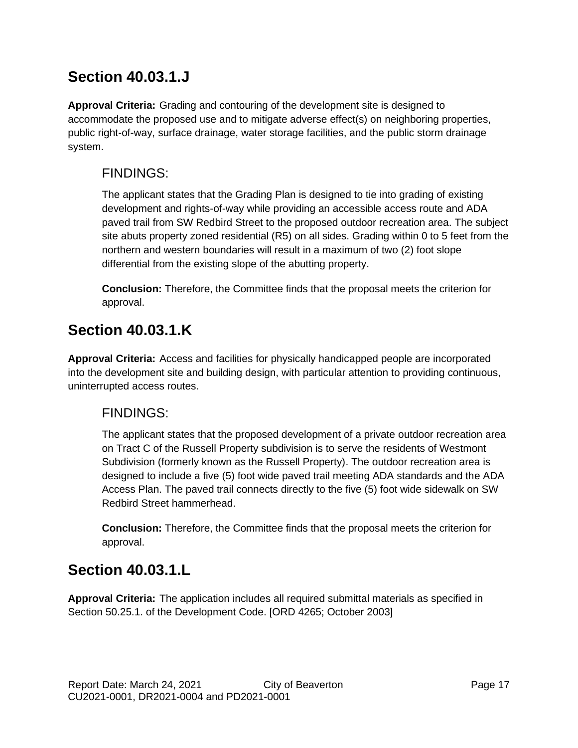## Section 40.03.1.J

**Approval Criteria:** Grading and contouring of the development site is designed to accommodate the proposed use and to mitigate adverse effect(s) on neighboring properties, public right-of-way, surface drainage, water storage facilities, and the public storm drainage system.

### FINDINGS:

The applicant states that the Grading Plan is designed to tie into grading of existing development and rights-of-way while providing an accessible access route and ADA paved trail from SW Redbird Street to the proposed outdoor recreation area. The subject site abuts property zoned residential (R5) on all sides. Grading within 0 to 5 feet from the northern and western boundaries will result in a maximum of two (2) foot slope differential from the existing slope of the abutting property.

**Conclusion:** Therefore, the Committee finds that the proposal meets the criterion for approval.

## Section 40.03.1.K

**Approval Criteria:** Access and facilities for physically handicapped people are incorporated into the development site and building design, with particular attention to providing continuous, uninterrupted access routes.

### FINDINGS:

The applicant states that the proposed development of a private outdoor recreation area on Tract C of the Russell Property subdivision is to serve the residents of Westmont Subdivision (formerly known as the Russell Property). The outdoor recreation area is designed to include a five (5) foot wide paved trail meeting ADA standards and the ADA Access Plan. The paved trail connects directly to the five (5) foot wide sidewalk on SW Redbird Street hammerhead.

**Conclusion:** Therefore, the Committee finds that the proposal meets the criterion for approval.

## Section 40.03.1.L

**Approval Criteria:** The application includes all required submittal materials as specified in Section 50.25.1. of the Development Code. [ORD 4265; October 2003]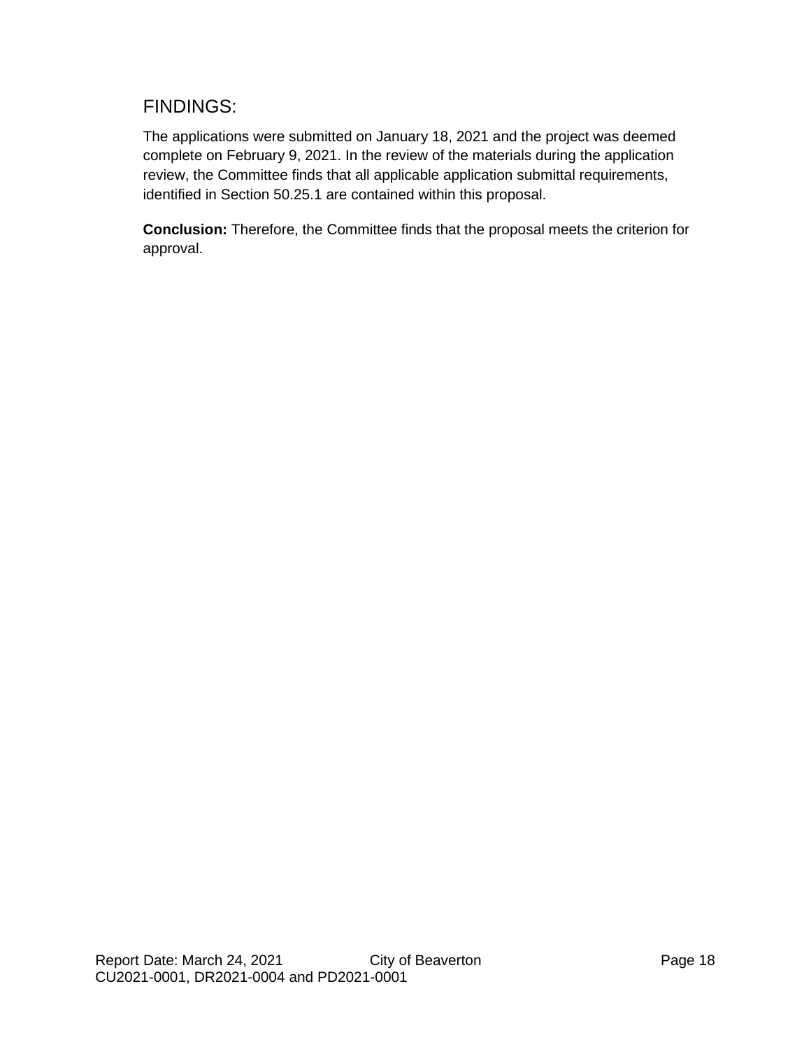## FINDINGS:

The applications were submitted on January 18, 2021 and the project was deemed complete on February 9, 2021. In the review of the materials during the application review, the Committee finds that all applicable application submittal requirements, identified in Section 50.25.1 are contained within this proposal.

**Conclusion:** Therefore, the Committee finds that the proposal meets the criterion for approval.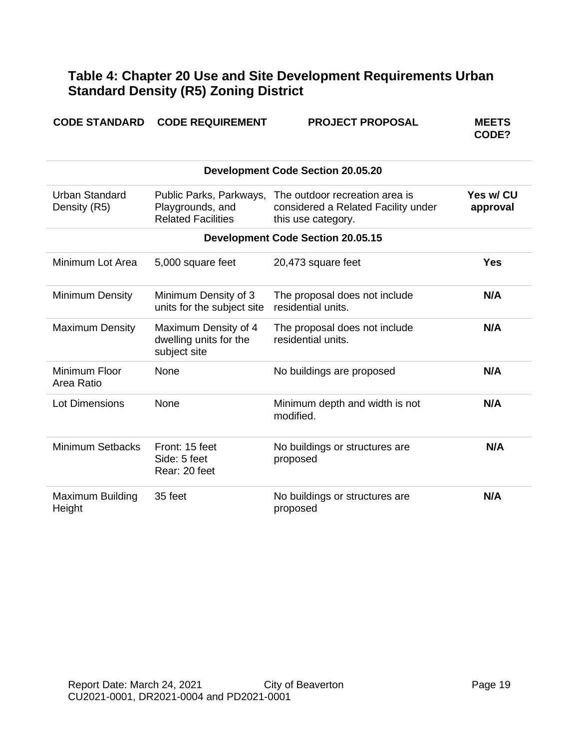## Table 4: Chapter 20 Use and Site Development Requirements Urban Standard Density (R5) Zoning District

| CODE STANDARD | CODE REQUIREMENT | PROJECT PROPOSAL | MEETS CODE? |
|---|---|---|---|
| | | **Development Code Section 20.05.20** | |
| Urban Standard Density (R5) | Public Parks, Parkways, Playgrounds, and Related Facilities | The outdoor recreation area is considered a Related Facility under this use category. | **Yes w/ CU approval** |
| | | **Development Code Section 20.05.15** | |
| Minimum Lot Area | 5,000 square feet | 20,473 square feet | **Yes** |
| Minimum Density | Minimum Density of 3 units for the subject site | The proposal does not include residential units. | **N/A** |
| Maximum Density | Maximum Density of 4 dwelling units for the subject site | The proposal does not include residential units. | **N/A** |
| Minimum Floor Area Ratio | None | No buildings are proposed | **N/A** |
| Lot Dimensions | None | Minimum depth and width is not modified. | **N/A** |
| Minimum Setbacks | Front: 15 feet<br>Side: 5 feet<br>Rear: 20 feet | No buildings or structures are proposed | **N/A** |
| Maximum Building Height | 35 feet | No buildings or structures are proposed | **N/A** |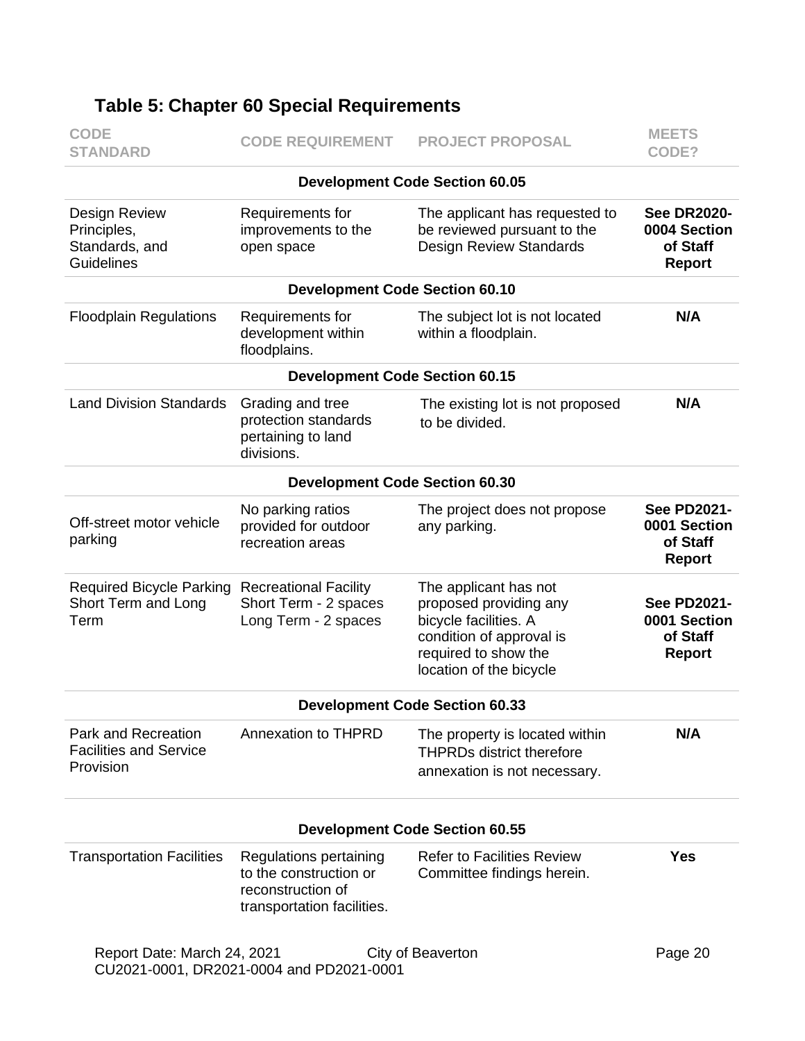## Table 5: Chapter 60 Special Requirements

| CODE STANDARD | CODE REQUIREMENT | PROJECT PROPOSAL | MEETS CODE? |
|---|---|---|---|
| | **Development Code Section 60.05** | | |
| Design Review Principles, Standards, and Guidelines | Requirements for improvements to the open space | The applicant has requested to be reviewed pursuant to the Design Review Standards | **See DR2020-0004 Section of Staff Report** |
| | **Development Code Section 60.10** | | |
| Floodplain Regulations | Requirements for development within floodplains. | The subject lot is not located within a floodplain. | **N/A** |
| | **Development Code Section 60.15** | | |
| Land Division Standards | Grading and tree protection standards pertaining to land divisions. | The existing lot is not proposed to be divided. | **N/A** |
| | **Development Code Section 60.30** | | |
| Off-street motor vehicle parking | No parking ratios provided for outdoor recreation areas | The project does not propose any parking. | **See PD2021-0001 Section of Staff Report** |
| Required Bicycle Parking Short Term and Long Term | Recreational Facility Short Term - 2 spaces Long Term - 2 spaces | The applicant has not proposed providing any bicycle facilities. A condition of approval is required to show the location of the bicycle | **See PD2021-0001 Section of Staff Report** |
| | **Development Code Section 60.33** | | |
| Park and Recreation Facilities and Service Provision | Annexation to THPRD | The property is located within THPRDs district therefore annexation is not necessary. | **N/A** |
| | **Development Code Section 60.55** | | |
| Transportation Facilities | Regulations pertaining to the construction or reconstruction of transportation facilities. | Refer to Facilities Review Committee findings herein. | **Yes** |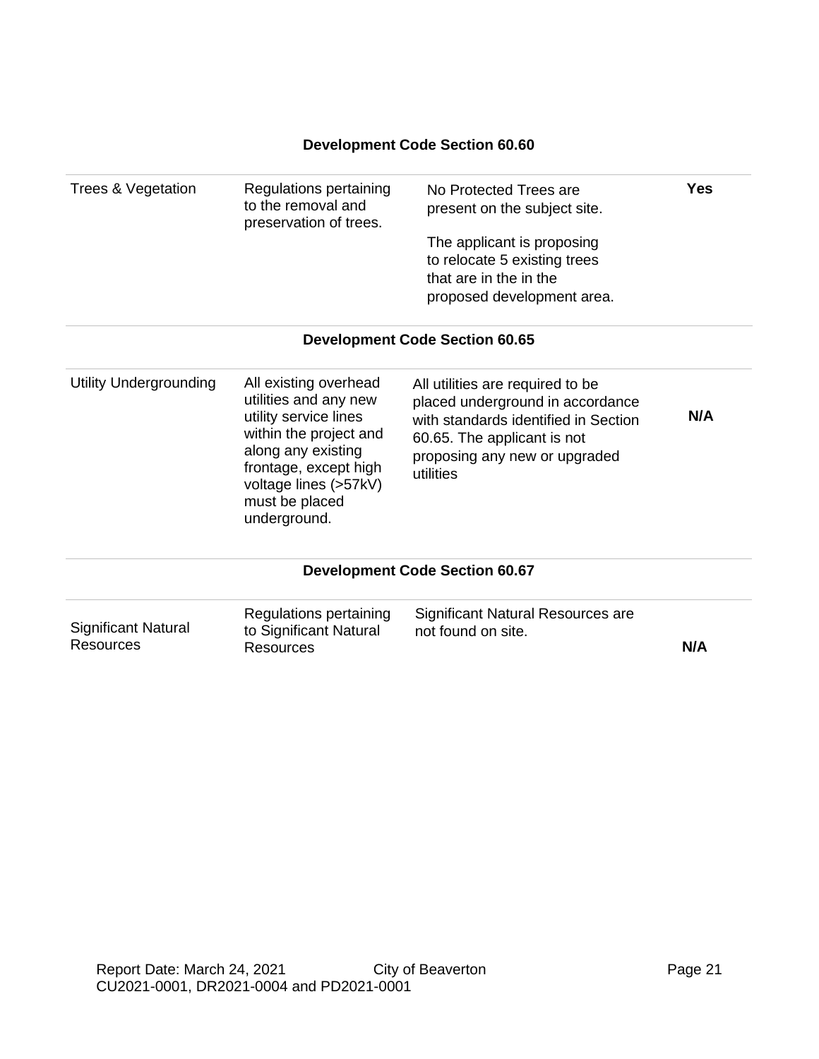**Development Code Section 60.60**

| | | | |
|---|---|---|---|
| Trees & Vegetation | Regulations pertaining to the removal and preservation of trees. | No Protected Trees are present on the subject site.<br><br>The applicant is proposing to relocate 5 existing trees that are in the in the proposed development area. | **Yes** |

**Development Code Section 60.65**

| | | | |
|---|---|---|---|
| Utility Undergrounding | All existing overhead utilities and any new utility service lines within the project and along any existing frontage, except high voltage lines (>57kV) must be placed underground. | All utilities are required to be placed underground in accordance with standards identified in Section 60.65. The applicant is not proposing any new or upgraded utilities | **N/A** |

**Development Code Section 60.67**

| | | | |
|---|---|---|---|
| Significant Natural Resources | Regulations pertaining to Significant Natural Resources | Significant Natural Resources are not found on site. | **N/A** |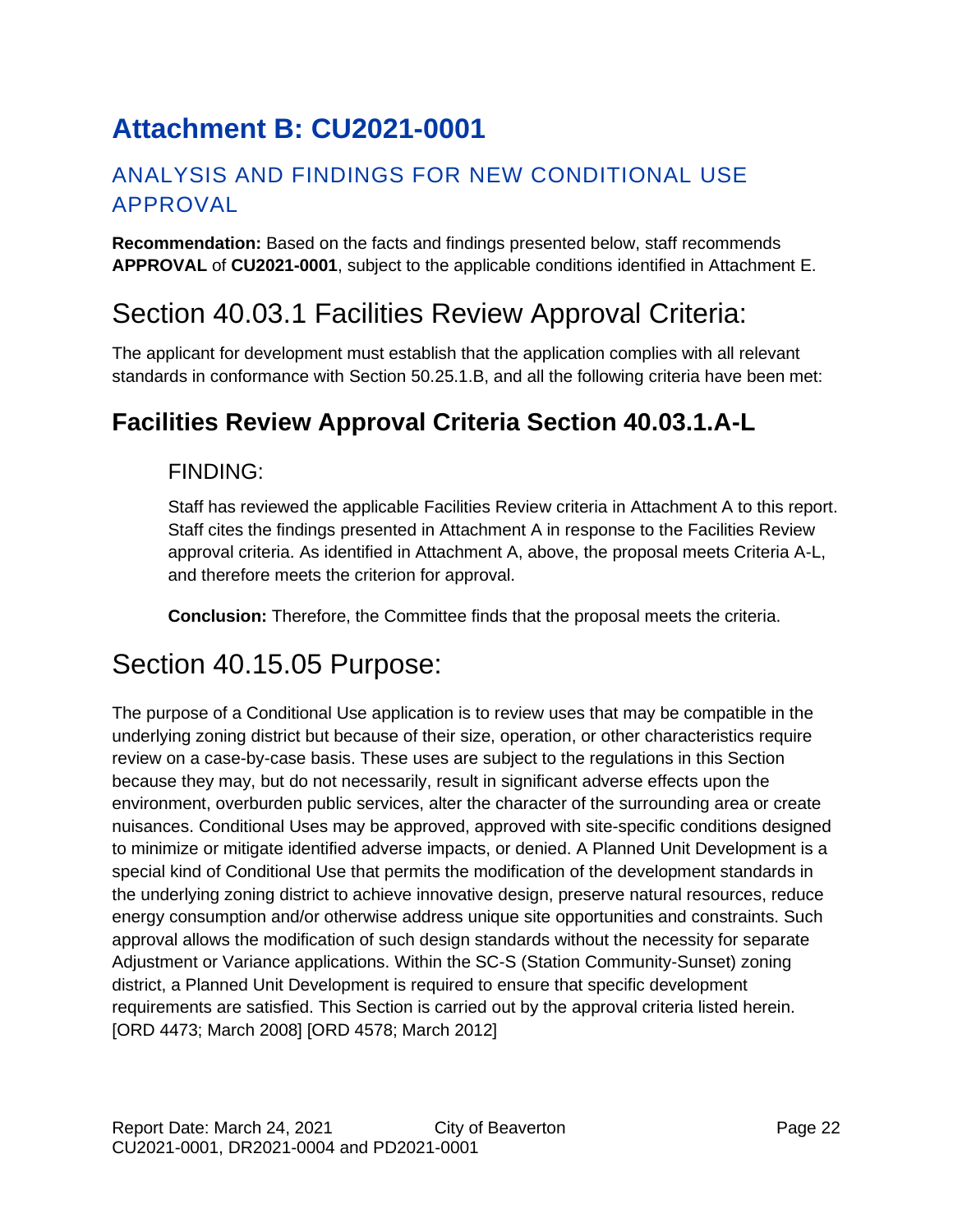# Attachment B: CU2021-0001

## ANALYSIS AND FINDINGS FOR NEW CONDITIONAL USE APPROVAL

**Recommendation:** Based on the facts and findings presented below, staff recommends **APPROVAL** of **CU2021-0001**, subject to the applicable conditions identified in Attachment E.

# Section 40.03.1 Facilities Review Approval Criteria:

The applicant for development must establish that the application complies with all relevant standards in conformance with Section 50.25.1.B, and all the following criteria have been met:

## Facilities Review Approval Criteria Section 40.03.1.A-L

### FINDING:

Staff has reviewed the applicable Facilities Review criteria in Attachment A to this report. Staff cites the findings presented in Attachment A in response to the Facilities Review approval criteria. As identified in Attachment A, above, the proposal meets Criteria A-L, and therefore meets the criterion for approval.

**Conclusion:** Therefore, the Committee finds that the proposal meets the criteria.

# Section 40.15.05 Purpose:

The purpose of a Conditional Use application is to review uses that may be compatible in the underlying zoning district but because of their size, operation, or other characteristics require review on a case-by-case basis. These uses are subject to the regulations in this Section because they may, but do not necessarily, result in significant adverse effects upon the environment, overburden public services, alter the character of the surrounding area or create nuisances. Conditional Uses may be approved, approved with site-specific conditions designed to minimize or mitigate identified adverse impacts, or denied. A Planned Unit Development is a special kind of Conditional Use that permits the modification of the development standards in the underlying zoning district to achieve innovative design, preserve natural resources, reduce energy consumption and/or otherwise address unique site opportunities and constraints. Such approval allows the modification of such design standards without the necessity for separate Adjustment or Variance applications. Within the SC-S (Station Community-Sunset) zoning district, a Planned Unit Development is required to ensure that specific development requirements are satisfied. This Section is carried out by the approval criteria listed herein. [ORD 4473; March 2008] [ORD 4578; March 2012]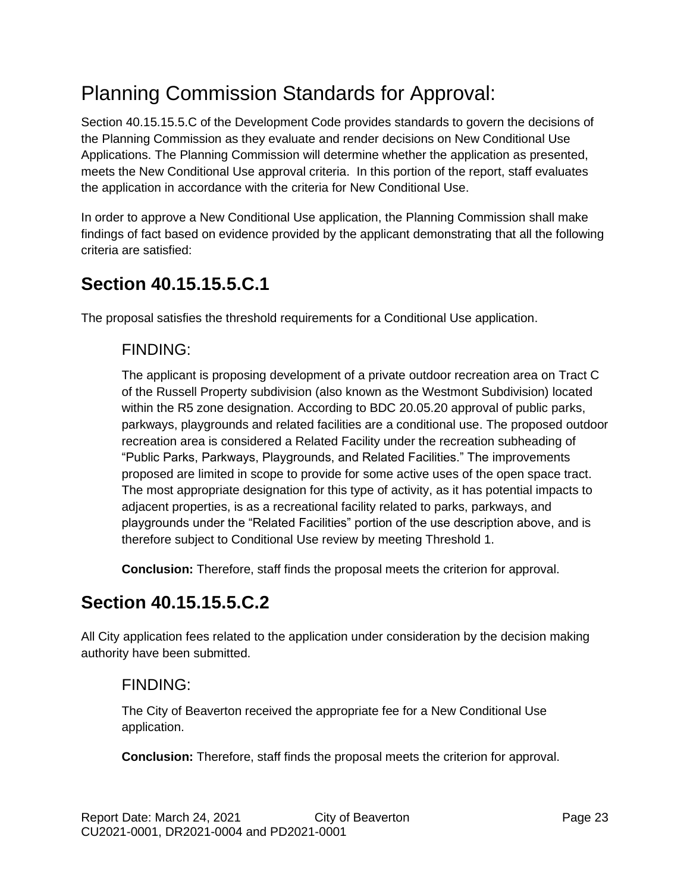# Planning Commission Standards for Approval:

Section 40.15.15.5.C of the Development Code provides standards to govern the decisions of the Planning Commission as they evaluate and render decisions on New Conditional Use Applications. The Planning Commission will determine whether the application as presented, meets the New Conditional Use approval criteria. In this portion of the report, staff evaluates the application in accordance with the criteria for New Conditional Use.

In order to approve a New Conditional Use application, the Planning Commission shall make findings of fact based on evidence provided by the applicant demonstrating that all the following criteria are satisfied:

## Section 40.15.15.5.C.1

The proposal satisfies the threshold requirements for a Conditional Use application.

### FINDING:

The applicant is proposing development of a private outdoor recreation area on Tract C of the Russell Property subdivision (also known as the Westmont Subdivision) located within the R5 zone designation. According to BDC 20.05.20 approval of public parks, parkways, playgrounds and related facilities are a conditional use. The proposed outdoor recreation area is considered a Related Facility under the recreation subheading of "Public Parks, Parkways, Playgrounds, and Related Facilities." The improvements proposed are limited in scope to provide for some active uses of the open space tract. The most appropriate designation for this type of activity, as it has potential impacts to adjacent properties, is as a recreational facility related to parks, parkways, and playgrounds under the "Related Facilities" portion of the use description above, and is therefore subject to Conditional Use review by meeting Threshold 1.

**Conclusion:** Therefore, staff finds the proposal meets the criterion for approval.

## Section 40.15.15.5.C.2

All City application fees related to the application under consideration by the decision making authority have been submitted.

### FINDING:

The City of Beaverton received the appropriate fee for a New Conditional Use application.

**Conclusion:** Therefore, staff finds the proposal meets the criterion for approval.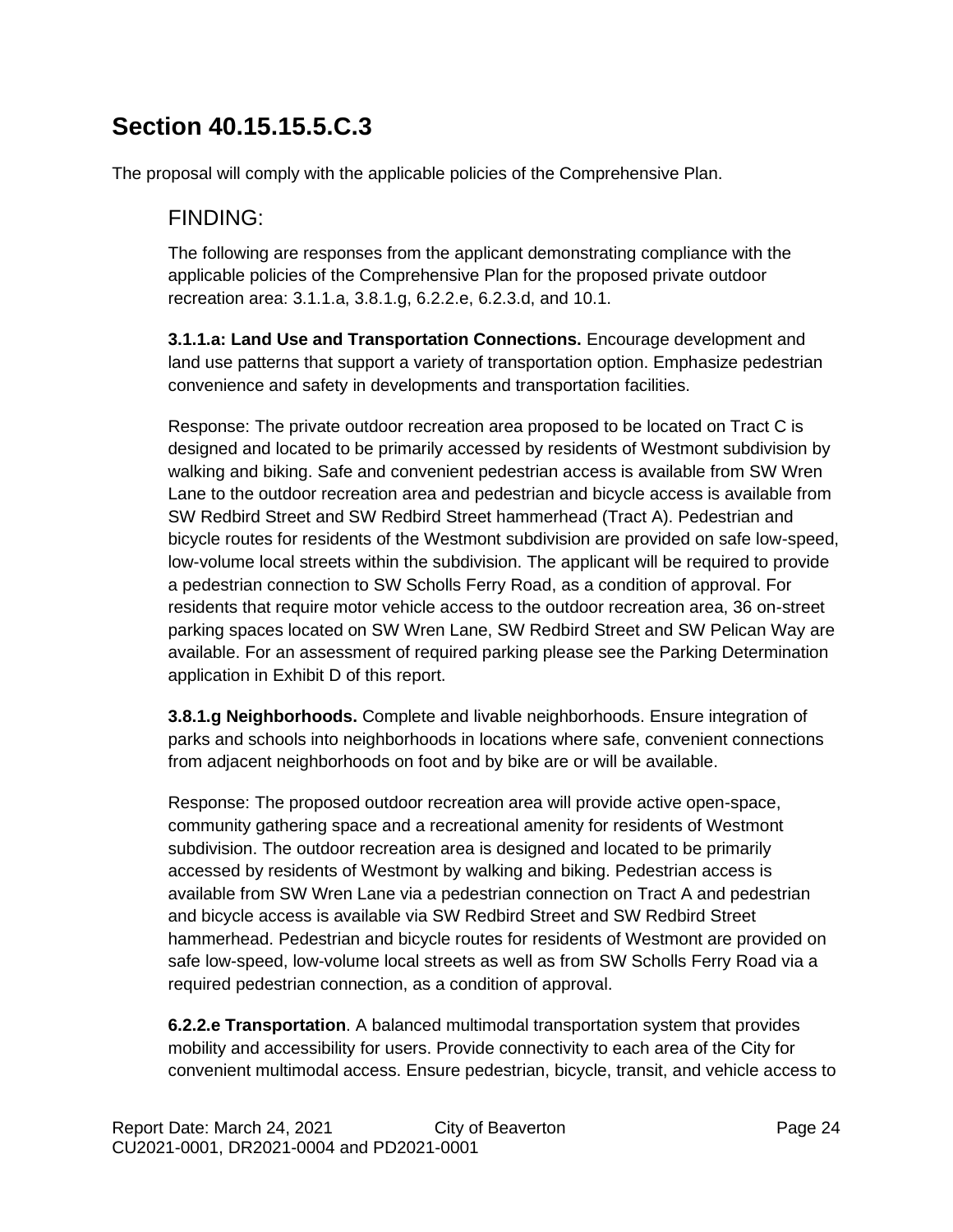## Section 40.15.15.5.C.3

The proposal will comply with the applicable policies of the Comprehensive Plan.

### FINDING:

The following are responses from the applicant demonstrating compliance with the applicable policies of the Comprehensive Plan for the proposed private outdoor recreation area: 3.1.1.a, 3.8.1.g, 6.2.2.e, 6.2.3.d, and 10.1.

**3.1.1.a: Land Use and Transportation Connections.** Encourage development and land use patterns that support a variety of transportation option. Emphasize pedestrian convenience and safety in developments and transportation facilities.

Response: The private outdoor recreation area proposed to be located on Tract C is designed and located to be primarily accessed by residents of Westmont subdivision by walking and biking. Safe and convenient pedestrian access is available from SW Wren Lane to the outdoor recreation area and pedestrian and bicycle access is available from SW Redbird Street and SW Redbird Street hammerhead (Tract A). Pedestrian and bicycle routes for residents of the Westmont subdivision are provided on safe low-speed, low-volume local streets within the subdivision. The applicant will be required to provide a pedestrian connection to SW Scholls Ferry Road, as a condition of approval. For residents that require motor vehicle access to the outdoor recreation area, 36 on-street parking spaces located on SW Wren Lane, SW Redbird Street and SW Pelican Way are available. For an assessment of required parking please see the Parking Determination application in Exhibit D of this report.

**3.8.1.g Neighborhoods.** Complete and livable neighborhoods. Ensure integration of parks and schools into neighborhoods in locations where safe, convenient connections from adjacent neighborhoods on foot and by bike are or will be available.

Response: The proposed outdoor recreation area will provide active open-space, community gathering space and a recreational amenity for residents of Westmont subdivision. The outdoor recreation area is designed and located to be primarily accessed by residents of Westmont by walking and biking. Pedestrian access is available from SW Wren Lane via a pedestrian connection on Tract A and pedestrian and bicycle access is available via SW Redbird Street and SW Redbird Street hammerhead. Pedestrian and bicycle routes for residents of Westmont are provided on safe low-speed, low-volume local streets as well as from SW Scholls Ferry Road via a required pedestrian connection, as a condition of approval.

**6.2.2.e Transportation**. A balanced multimodal transportation system that provides mobility and accessibility for users. Provide connectivity to each area of the City for convenient multimodal access. Ensure pedestrian, bicycle, transit, and vehicle access to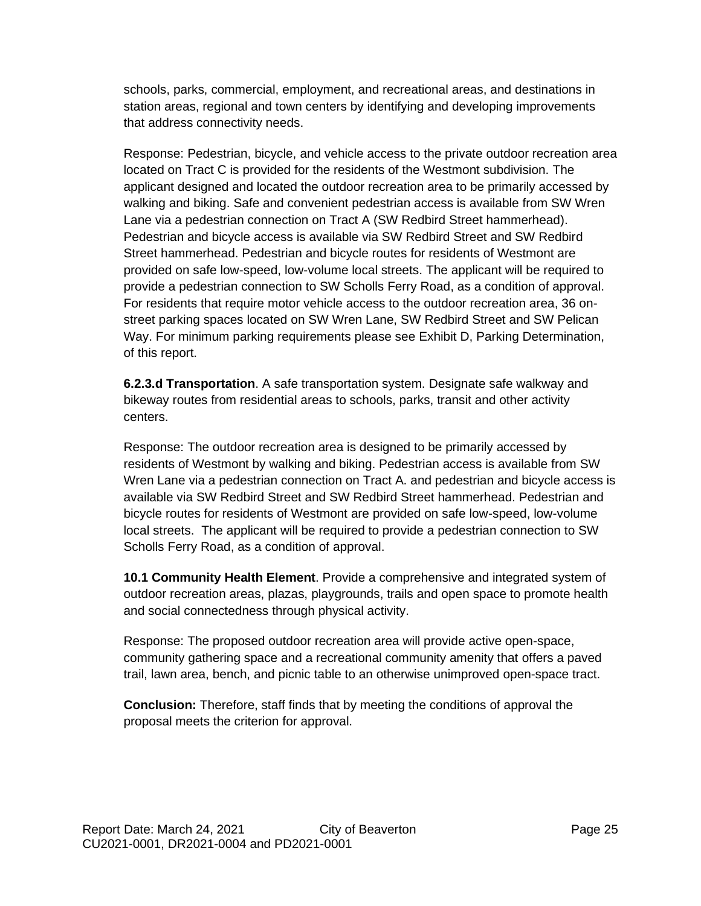schools, parks, commercial, employment, and recreational areas, and destinations in station areas, regional and town centers by identifying and developing improvements that address connectivity needs.

Response: Pedestrian, bicycle, and vehicle access to the private outdoor recreation area located on Tract C is provided for the residents of the Westmont subdivision. The applicant designed and located the outdoor recreation area to be primarily accessed by walking and biking. Safe and convenient pedestrian access is available from SW Wren Lane via a pedestrian connection on Tract A (SW Redbird Street hammerhead). Pedestrian and bicycle access is available via SW Redbird Street and SW Redbird Street hammerhead. Pedestrian and bicycle routes for residents of Westmont are provided on safe low-speed, low-volume local streets. The applicant will be required to provide a pedestrian connection to SW Scholls Ferry Road, as a condition of approval. For residents that require motor vehicle access to the outdoor recreation area, 36 on-street parking spaces located on SW Wren Lane, SW Redbird Street and SW Pelican Way. For minimum parking requirements please see Exhibit D, Parking Determination, of this report.

**6.2.3.d Transportation**. A safe transportation system. Designate safe walkway and bikeway routes from residential areas to schools, parks, transit and other activity centers.

Response: The outdoor recreation area is designed to be primarily accessed by residents of Westmont by walking and biking. Pedestrian access is available from SW Wren Lane via a pedestrian connection on Tract A. and pedestrian and bicycle access is available via SW Redbird Street and SW Redbird Street hammerhead. Pedestrian and bicycle routes for residents of Westmont are provided on safe low-speed, low-volume local streets. The applicant will be required to provide a pedestrian connection to SW Scholls Ferry Road, as a condition of approval.

**10.1 Community Health Element**. Provide a comprehensive and integrated system of outdoor recreation areas, plazas, playgrounds, trails and open space to promote health and social connectedness through physical activity.

Response: The proposed outdoor recreation area will provide active open-space, community gathering space and a recreational community amenity that offers a paved trail, lawn area, bench, and picnic table to an otherwise unimproved open-space tract.

**Conclusion:** Therefore, staff finds that by meeting the conditions of approval the proposal meets the criterion for approval.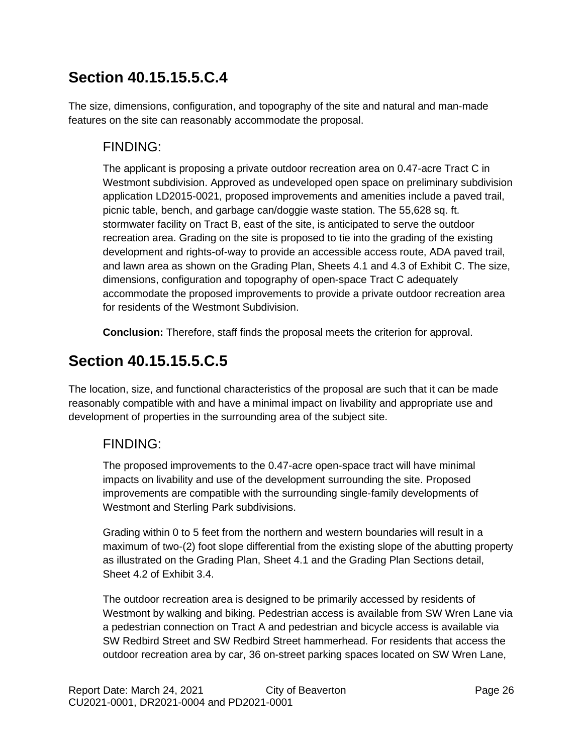## Section 40.15.15.5.C.4

The size, dimensions, configuration, and topography of the site and natural and man-made features on the site can reasonably accommodate the proposal.

### FINDING:

The applicant is proposing a private outdoor recreation area on 0.47-acre Tract C in Westmont subdivision. Approved as undeveloped open space on preliminary subdivision application LD2015-0021, proposed improvements and amenities include a paved trail, picnic table, bench, and garbage can/doggie waste station. The 55,628 sq. ft. stormwater facility on Tract B, east of the site, is anticipated to serve the outdoor recreation area. Grading on the site is proposed to tie into the grading of the existing development and rights-of-way to provide an accessible access route, ADA paved trail, and lawn area as shown on the Grading Plan, Sheets 4.1 and 4.3 of Exhibit C. The size, dimensions, configuration and topography of open-space Tract C adequately accommodate the proposed improvements to provide a private outdoor recreation area for residents of the Westmont Subdivision.

**Conclusion:** Therefore, staff finds the proposal meets the criterion for approval.

## Section 40.15.15.5.C.5

The location, size, and functional characteristics of the proposal are such that it can be made reasonably compatible with and have a minimal impact on livability and appropriate use and development of properties in the surrounding area of the subject site.

### FINDING:

The proposed improvements to the 0.47-acre open-space tract will have minimal impacts on livability and use of the development surrounding the site. Proposed improvements are compatible with the surrounding single-family developments of Westmont and Sterling Park subdivisions.

Grading within 0 to 5 feet from the northern and western boundaries will result in a maximum of two-(2) foot slope differential from the existing slope of the abutting property as illustrated on the Grading Plan, Sheet 4.1 and the Grading Plan Sections detail, Sheet 4.2 of Exhibit 3.4.

The outdoor recreation area is designed to be primarily accessed by residents of Westmont by walking and biking. Pedestrian access is available from SW Wren Lane via a pedestrian connection on Tract A and pedestrian and bicycle access is available via SW Redbird Street and SW Redbird Street hammerhead. For residents that access the outdoor recreation area by car, 36 on-street parking spaces located on SW Wren Lane,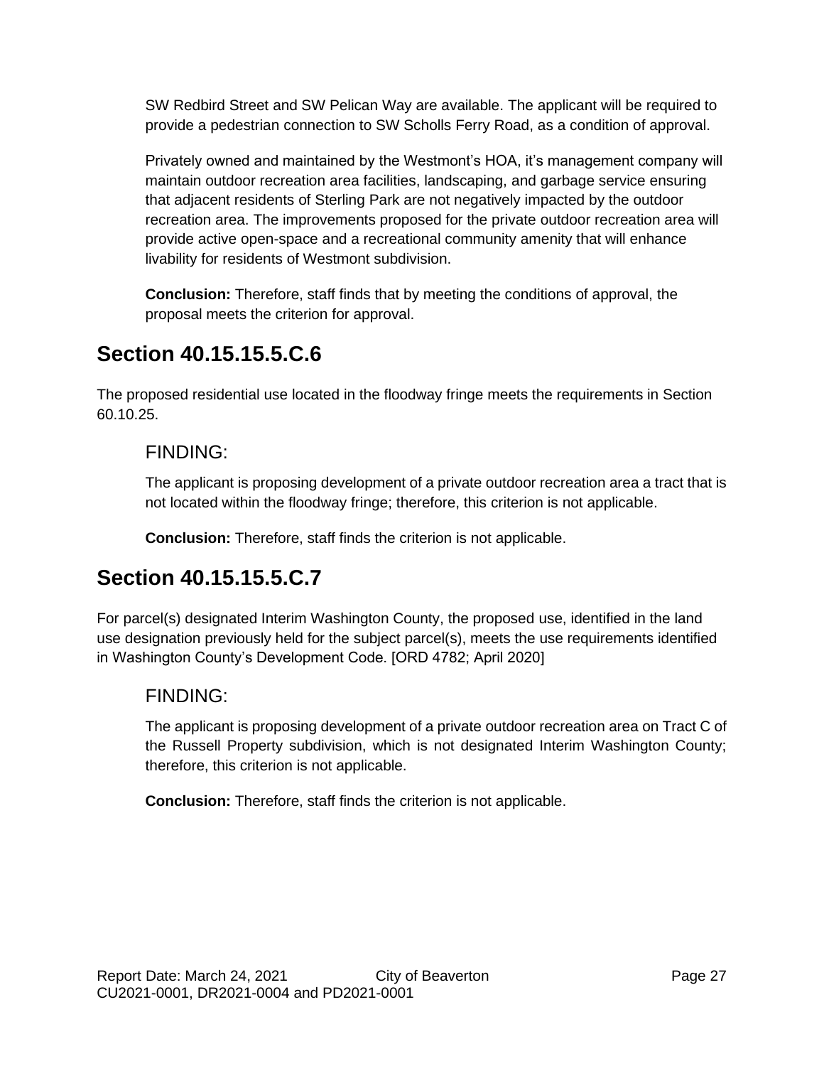SW Redbird Street and SW Pelican Way are available. The applicant will be required to provide a pedestrian connection to SW Scholls Ferry Road, as a condition of approval.

Privately owned and maintained by the Westmont's HOA, it's management company will maintain outdoor recreation area facilities, landscaping, and garbage service ensuring that adjacent residents of Sterling Park are not negatively impacted by the outdoor recreation area. The improvements proposed for the private outdoor recreation area will provide active open-space and a recreational community amenity that will enhance livability for residents of Westmont subdivision.

**Conclusion:** Therefore, staff finds that by meeting the conditions of approval, the proposal meets the criterion for approval.

## Section 40.15.15.5.C.6

The proposed residential use located in the floodway fringe meets the requirements in Section 60.10.25.

### FINDING:

The applicant is proposing development of a private outdoor recreation area a tract that is not located within the floodway fringe; therefore, this criterion is not applicable.

**Conclusion:** Therefore, staff finds the criterion is not applicable.

## Section 40.15.15.5.C.7

For parcel(s) designated Interim Washington County, the proposed use, identified in the land use designation previously held for the subject parcel(s), meets the use requirements identified in Washington County's Development Code. [ORD 4782; April 2020]

### FINDING:

The applicant is proposing development of a private outdoor recreation area on Tract C of the Russell Property subdivision, which is not designated Interim Washington County; therefore, this criterion is not applicable.

**Conclusion:** Therefore, staff finds the criterion is not applicable.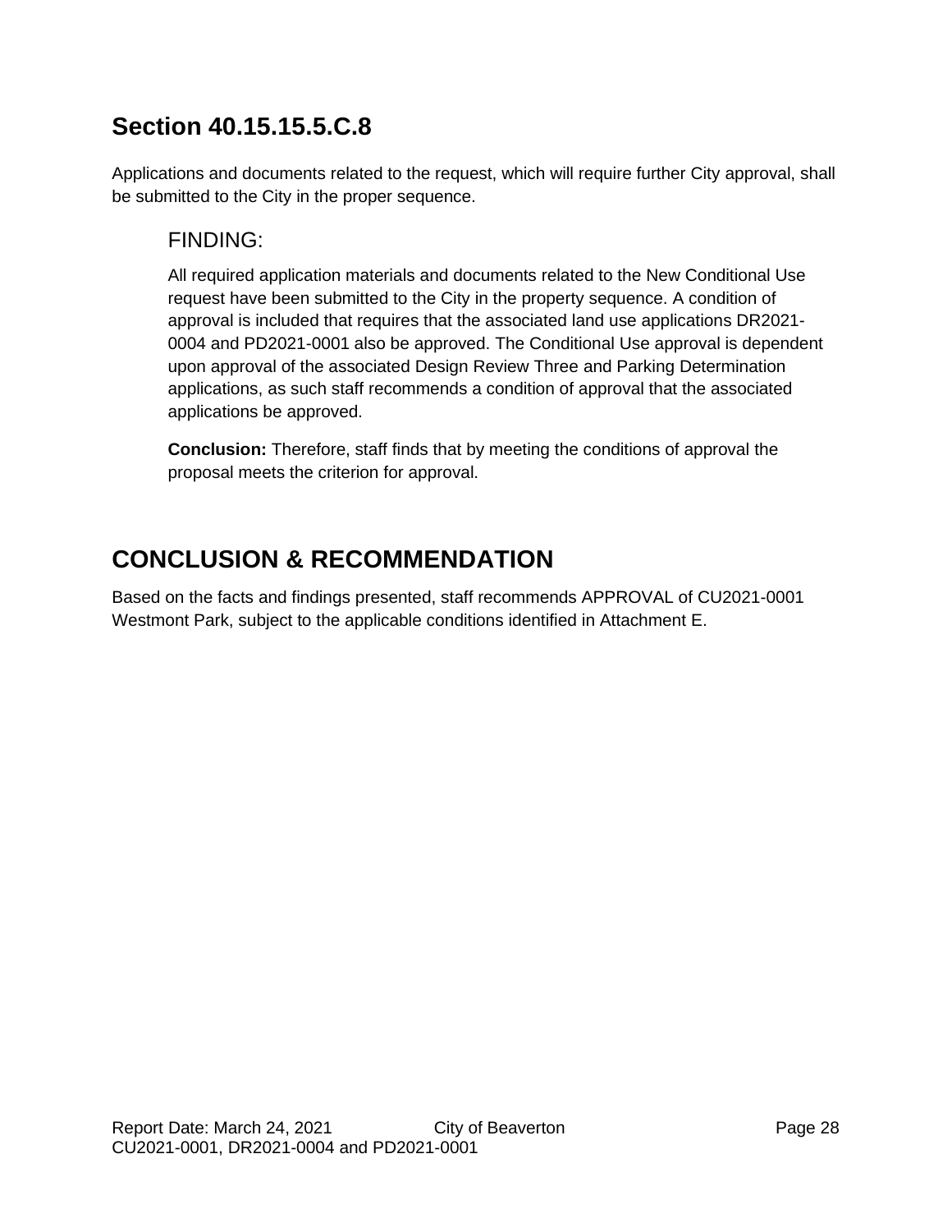## Section 40.15.15.5.C.8

Applications and documents related to the request, which will require further City approval, shall be submitted to the City in the proper sequence.

### FINDING:

All required application materials and documents related to the New Conditional Use request have been submitted to the City in the property sequence. A condition of approval is included that requires that the associated land use applications DR2021-0004 and PD2021-0001 also be approved. The Conditional Use approval is dependent upon approval of the associated Design Review Three and Parking Determination applications, as such staff recommends a condition of approval that the associated applications be approved.

**Conclusion:** Therefore, staff finds that by meeting the conditions of approval the proposal meets the criterion for approval.

## CONCLUSION & RECOMMENDATION

Based on the facts and findings presented, staff recommends APPROVAL of CU2021-0001 Westmont Park, subject to the applicable conditions identified in Attachment E.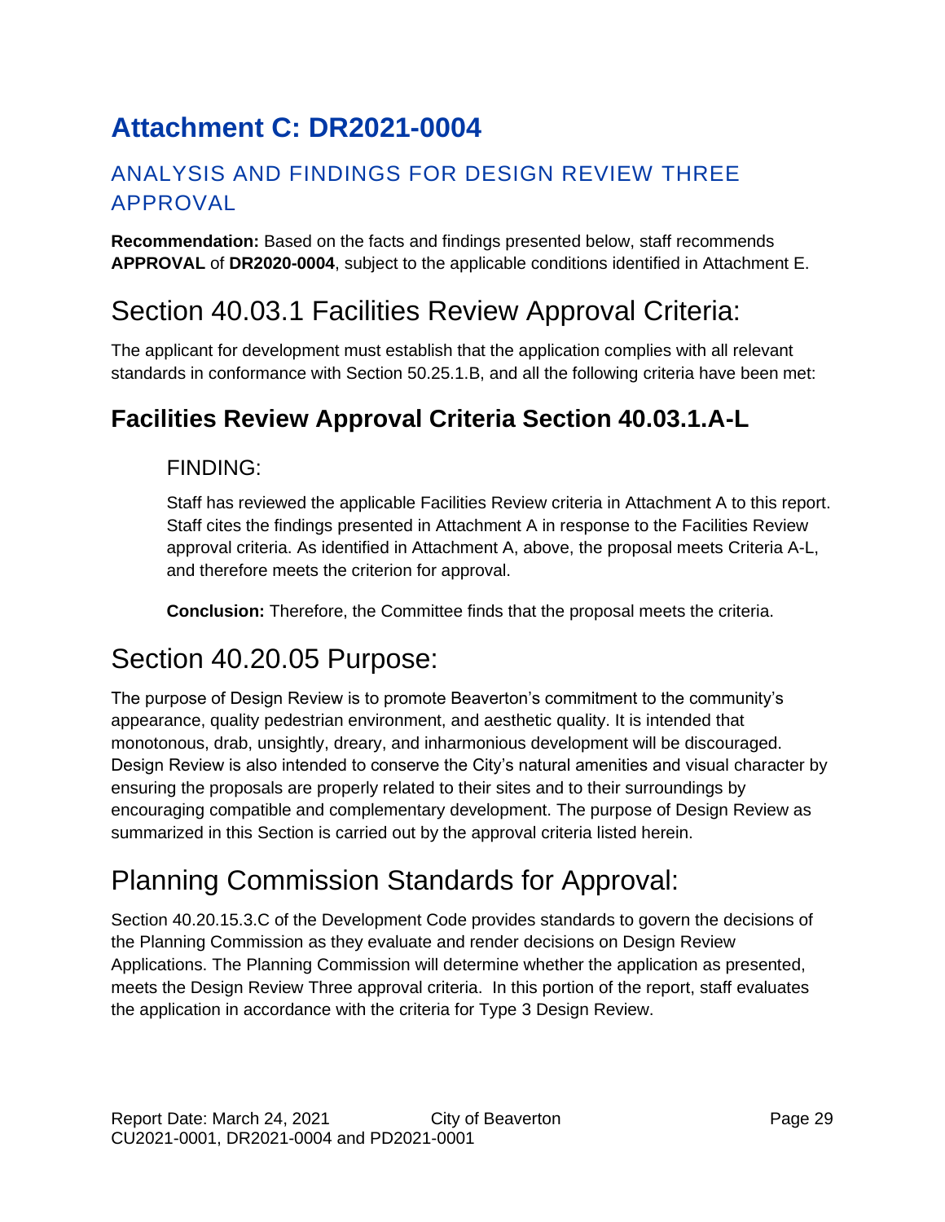# Attachment C: DR2021-0004

## ANALYSIS AND FINDINGS FOR DESIGN REVIEW THREE APPROVAL

**Recommendation:** Based on the facts and findings presented below, staff recommends **APPROVAL** of **DR2020-0004**, subject to the applicable conditions identified in Attachment E.

# Section 40.03.1 Facilities Review Approval Criteria:

The applicant for development must establish that the application complies with all relevant standards in conformance with Section 50.25.1.B, and all the following criteria have been met:

## Facilities Review Approval Criteria Section 40.03.1.A-L

### FINDING:

Staff has reviewed the applicable Facilities Review criteria in Attachment A to this report. Staff cites the findings presented in Attachment A in response to the Facilities Review approval criteria. As identified in Attachment A, above, the proposal meets Criteria A-L, and therefore meets the criterion for approval.

**Conclusion:** Therefore, the Committee finds that the proposal meets the criteria.

# Section 40.20.05 Purpose:

The purpose of Design Review is to promote Beaverton's commitment to the community's appearance, quality pedestrian environment, and aesthetic quality. It is intended that monotonous, drab, unsightly, dreary, and inharmonious development will be discouraged. Design Review is also intended to conserve the City's natural amenities and visual character by ensuring the proposals are properly related to their sites and to their surroundings by encouraging compatible and complementary development. The purpose of Design Review as summarized in this Section is carried out by the approval criteria listed herein.

# Planning Commission Standards for Approval:

Section 40.20.15.3.C of the Development Code provides standards to govern the decisions of the Planning Commission as they evaluate and render decisions on Design Review Applications. The Planning Commission will determine whether the application as presented, meets the Design Review Three approval criteria. In this portion of the report, staff evaluates the application in accordance with the criteria for Type 3 Design Review.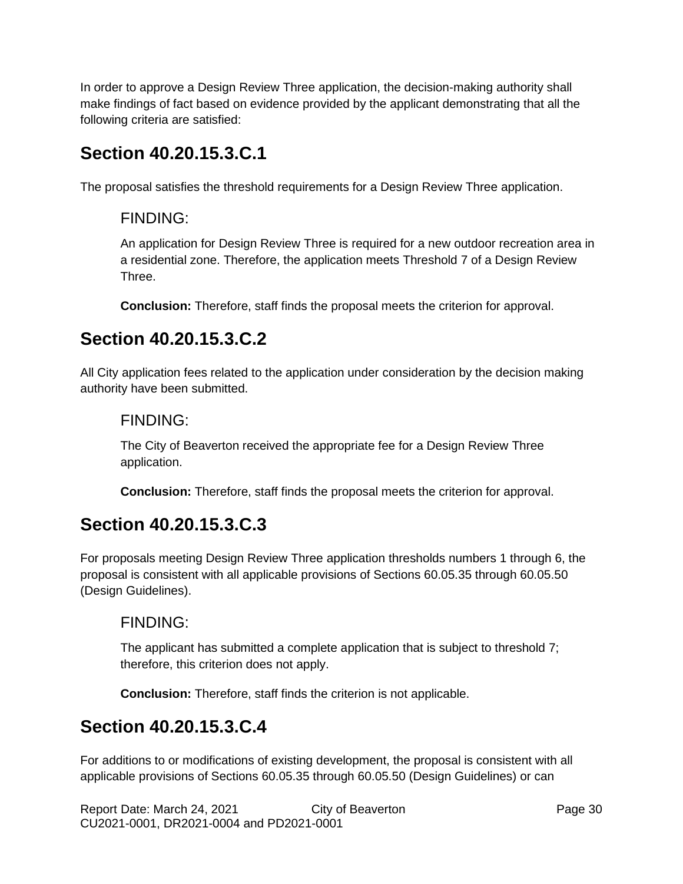In order to approve a Design Review Three application, the decision-making authority shall make findings of fact based on evidence provided by the applicant demonstrating that all the following criteria are satisfied:

## Section 40.20.15.3.C.1

The proposal satisfies the threshold requirements for a Design Review Three application.

### FINDING:

An application for Design Review Three is required for a new outdoor recreation area in a residential zone. Therefore, the application meets Threshold 7 of a Design Review Three.

**Conclusion:** Therefore, staff finds the proposal meets the criterion for approval.

## Section 40.20.15.3.C.2

All City application fees related to the application under consideration by the decision making authority have been submitted.

### FINDING:

The City of Beaverton received the appropriate fee for a Design Review Three application.

**Conclusion:** Therefore, staff finds the proposal meets the criterion for approval.

## Section 40.20.15.3.C.3

For proposals meeting Design Review Three application thresholds numbers 1 through 6, the proposal is consistent with all applicable provisions of Sections 60.05.35 through 60.05.50 (Design Guidelines).

### FINDING:

The applicant has submitted a complete application that is subject to threshold 7; therefore, this criterion does not apply.

**Conclusion:** Therefore, staff finds the criterion is not applicable.

## Section 40.20.15.3.C.4

For additions to or modifications of existing development, the proposal is consistent with all applicable provisions of Sections 60.05.35 through 60.05.50 (Design Guidelines) or can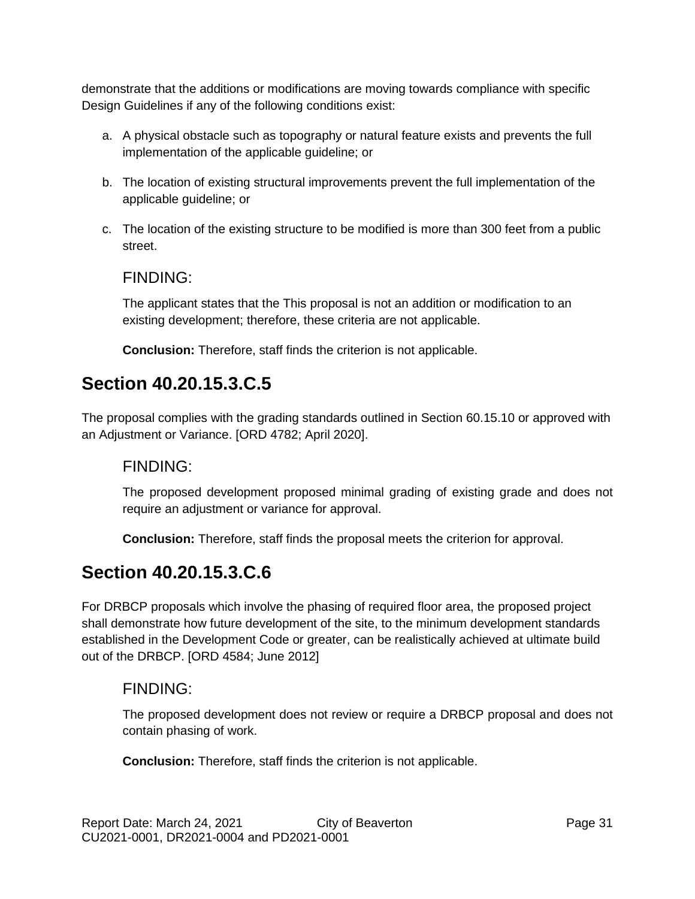demonstrate that the additions or modifications are moving towards compliance with specific Design Guidelines if any of the following conditions exist:

a. A physical obstacle such as topography or natural feature exists and prevents the full implementation of the applicable guideline; or

b. The location of existing structural improvements prevent the full implementation of the applicable guideline; or

c. The location of the existing structure to be modified is more than 300 feet from a public street.

### FINDING:

The applicant states that the This proposal is not an addition or modification to an existing development; therefore, these criteria are not applicable.

**Conclusion:** Therefore, staff finds the criterion is not applicable.

## Section 40.20.15.3.C.5

The proposal complies with the grading standards outlined in Section 60.15.10 or approved with an Adjustment or Variance. [ORD 4782; April 2020].

### FINDING:

The proposed development proposed minimal grading of existing grade and does not require an adjustment or variance for approval.

**Conclusion:** Therefore, staff finds the proposal meets the criterion for approval.

## Section 40.20.15.3.C.6

For DRBCP proposals which involve the phasing of required floor area, the proposed project shall demonstrate how future development of the site, to the minimum development standards established in the Development Code or greater, can be realistically achieved at ultimate build out of the DRBCP. [ORD 4584; June 2012]

### FINDING:

The proposed development does not review or require a DRBCP proposal and does not contain phasing of work.

**Conclusion:** Therefore, staff finds the criterion is not applicable.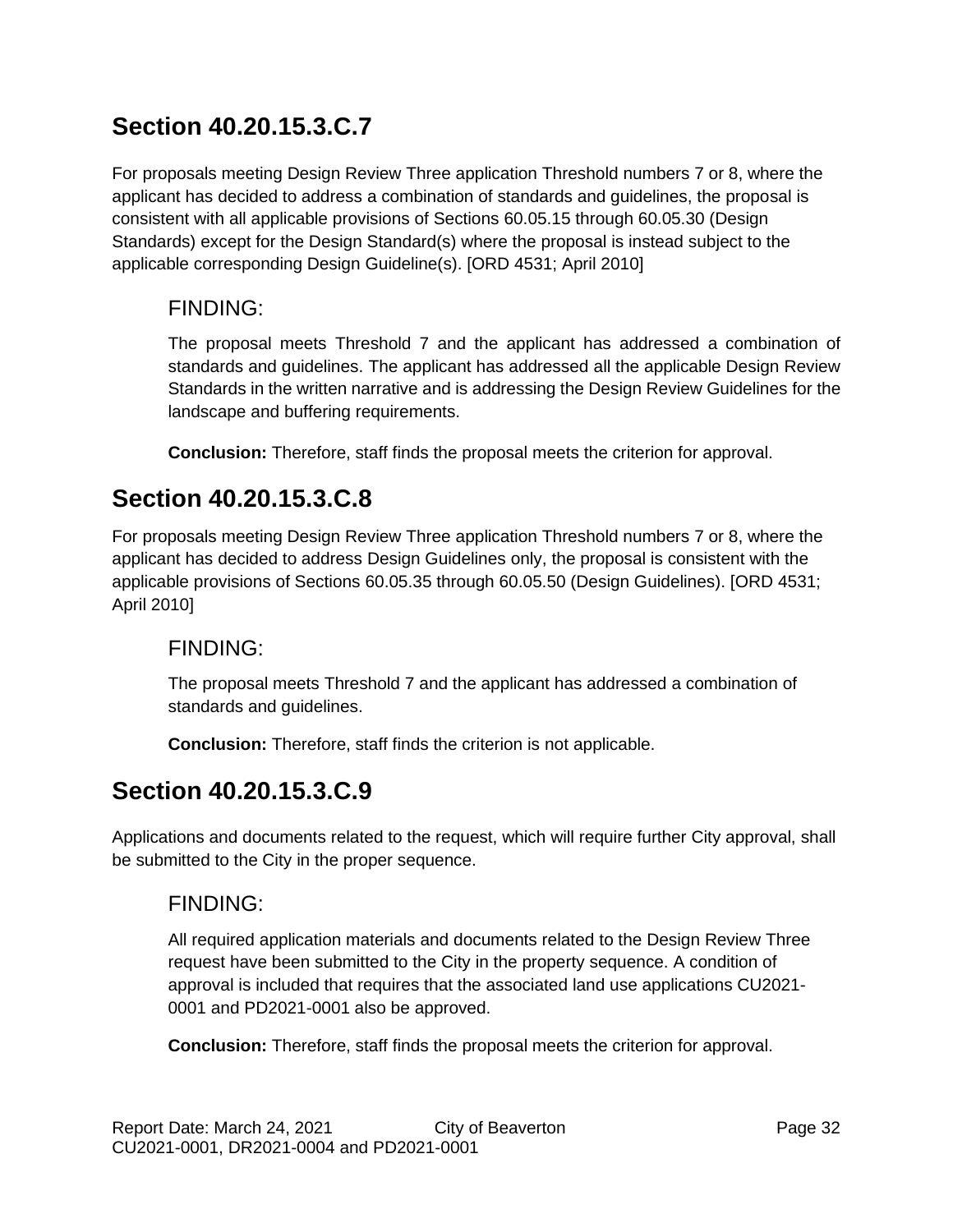## Section 40.20.15.3.C.7

For proposals meeting Design Review Three application Threshold numbers 7 or 8, where the applicant has decided to address a combination of standards and guidelines, the proposal is consistent with all applicable provisions of Sections 60.05.15 through 60.05.30 (Design Standards) except for the Design Standard(s) where the proposal is instead subject to the applicable corresponding Design Guideline(s). [ORD 4531; April 2010]

### FINDING:

The proposal meets Threshold 7 and the applicant has addressed a combination of standards and guidelines. The applicant has addressed all the applicable Design Review Standards in the written narrative and is addressing the Design Review Guidelines for the landscape and buffering requirements.

**Conclusion:** Therefore, staff finds the proposal meets the criterion for approval.

## Section 40.20.15.3.C.8

For proposals meeting Design Review Three application Threshold numbers 7 or 8, where the applicant has decided to address Design Guidelines only, the proposal is consistent with the applicable provisions of Sections 60.05.35 through 60.05.50 (Design Guidelines). [ORD 4531; April 2010]

### FINDING:

The proposal meets Threshold 7 and the applicant has addressed a combination of standards and guidelines.

**Conclusion:** Therefore, staff finds the criterion is not applicable.

## Section 40.20.15.3.C.9

Applications and documents related to the request, which will require further City approval, shall be submitted to the City in the proper sequence.

### FINDING:

All required application materials and documents related to the Design Review Three request have been submitted to the City in the property sequence. A condition of approval is included that requires that the associated land use applications CU2021-0001 and PD2021-0001 also be approved.

**Conclusion:** Therefore, staff finds the proposal meets the criterion for approval.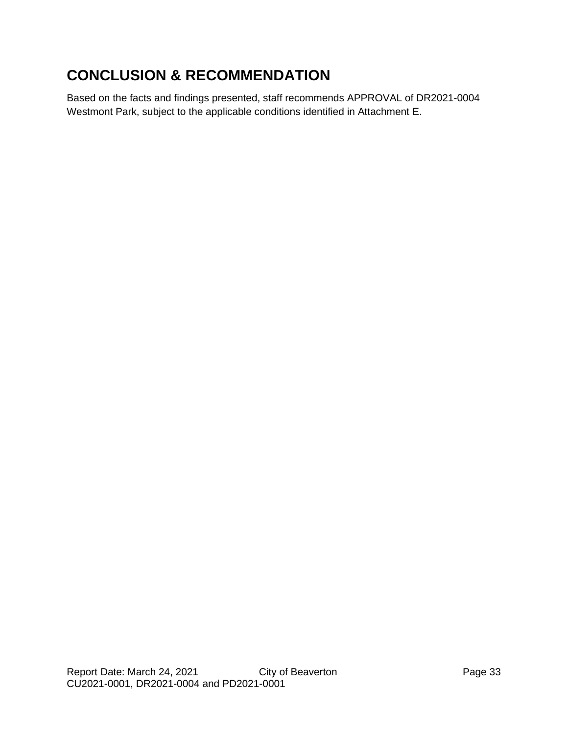# CONCLUSION & RECOMMENDATION

Based on the facts and findings presented, staff recommends APPROVAL of DR2021-0004 Westmont Park, subject to the applicable conditions identified in Attachment E.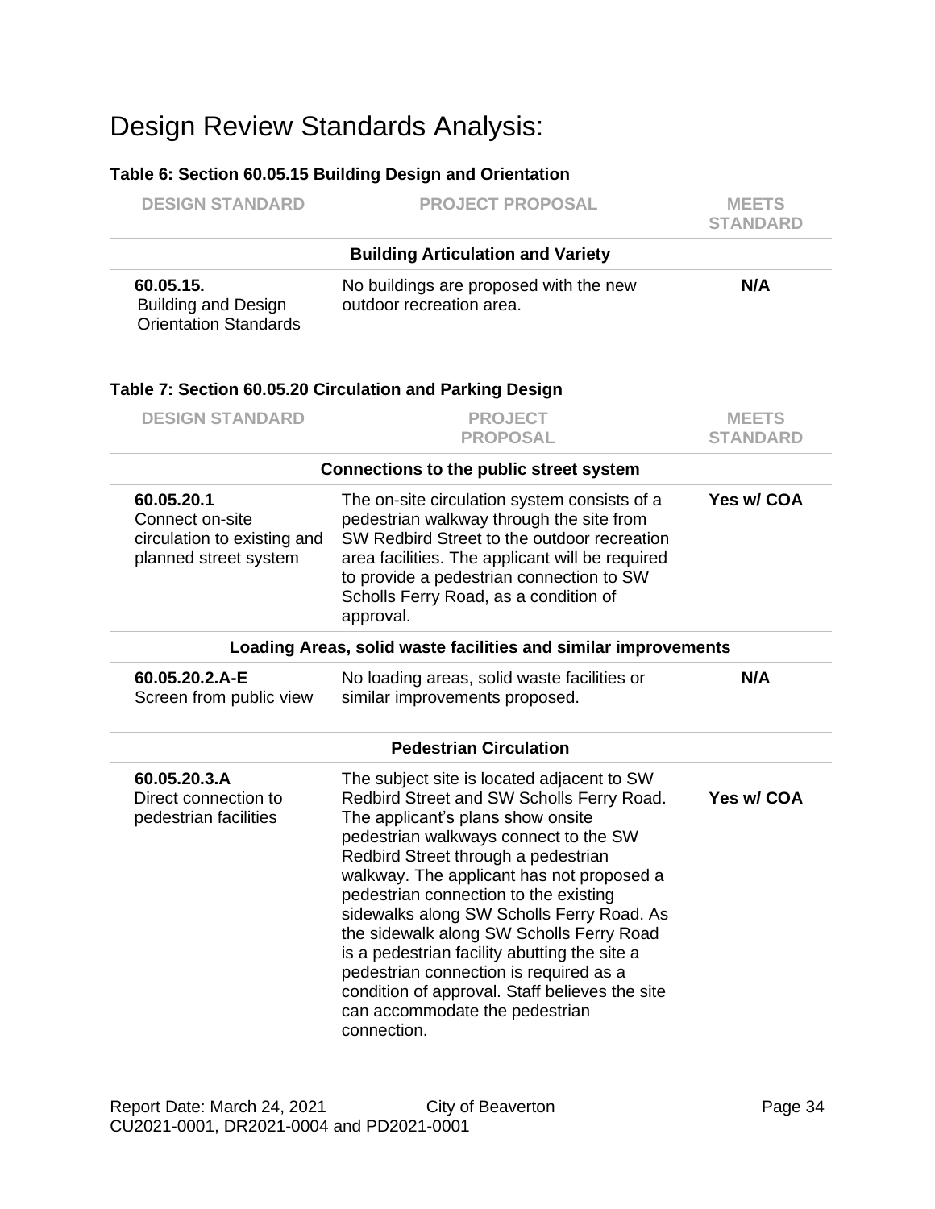# Design Review Standards Analysis:

**Table 6: Section 60.05.15 Building Design and Orientation**

| DESIGN STANDARD | PROJECT PROPOSAL | MEETS STANDARD |
|---|---|---|
| | **Building Articulation and Variety** | |
| **60.05.15.** Building and Design Orientation Standards | No buildings are proposed with the new outdoor recreation area. | **N/A** |

**Table 7: Section 60.05.20 Circulation and Parking Design**

| DESIGN STANDARD | PROJECT PROPOSAL | MEETS STANDARD |
|---|---|---|
| | **Connections to the public street system** | |
| **60.05.20.1** Connect on-site circulation to existing and planned street system | The on-site circulation system consists of a pedestrian walkway through the site from SW Redbird Street to the outdoor recreation area facilities. The applicant will be required to provide a pedestrian connection to SW Scholls Ferry Road, as a condition of approval. | **Yes w/ COA** |
| | **Loading Areas, solid waste facilities and similar improvements** | |
| **60.05.20.2.A-E** Screen from public view | No loading areas, solid waste facilities or similar improvements proposed. | **N/A** |
| | **Pedestrian Circulation** | |
| **60.05.20.3.A** Direct connection to pedestrian facilities | The subject site is located adjacent to SW Redbird Street and SW Scholls Ferry Road. The applicant's plans show onsite pedestrian walkways connect to the SW Redbird Street through a pedestrian walkway. The applicant has not proposed a pedestrian connection to the existing sidewalks along SW Scholls Ferry Road. As the sidewalk along SW Scholls Ferry Road is a pedestrian facility abutting the site a pedestrian connection is required as a condition of approval. Staff believes the site can accommodate the pedestrian connection. | **Yes w/ COA** |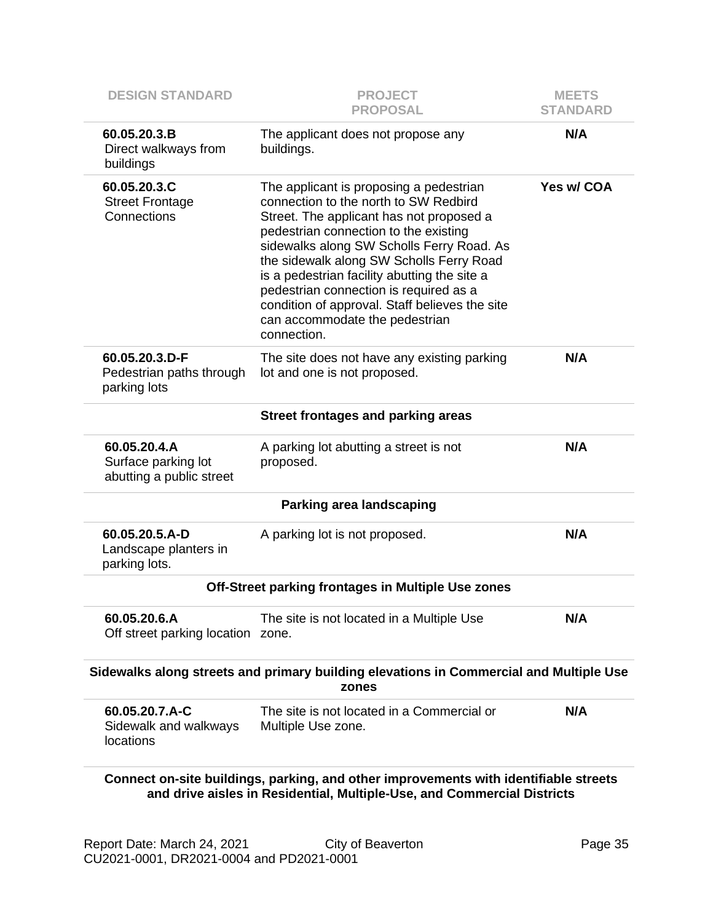| DESIGN STANDARD | PROJECT PROPOSAL | MEETS STANDARD |
|---|---|---|
| **60.05.20.3.B** Direct walkways from buildings | The applicant does not propose any buildings. | **N/A** |
| **60.05.20.3.C** Street Frontage Connections | The applicant is proposing a pedestrian connection to the north to SW Redbird Street. The applicant has not proposed a pedestrian connection to the existing sidewalks along SW Scholls Ferry Road. As the sidewalk along SW Scholls Ferry Road is a pedestrian facility abutting the site a pedestrian connection is required as a condition of approval. Staff believes the site can accommodate the pedestrian connection. | **Yes w/ COA** |
| **60.05.20.3.D-F** Pedestrian paths through parking lots | The site does not have any existing parking lot and one is not proposed. | **N/A** |
| | **Street frontages and parking areas** | |
| **60.05.20.4.A** Surface parking lot abutting a public street | A parking lot abutting a street is not proposed. | **N/A** |
| | **Parking area landscaping** | |
| **60.05.20.5.A-D** Landscape planters in parking lots. | A parking lot is not proposed. | **N/A** |
| | **Off-Street parking frontages in Multiple Use zones** | |
| **60.05.20.6.A** Off street parking location | The site is not located in a Multiple Use zone. | **N/A** |
| | **Sidewalks along streets and primary building elevations in Commercial and Multiple Use zones** | |
| **60.05.20.7.A-C** Sidewalk and walkways locations | The site is not located in a Commercial or Multiple Use zone. | **N/A** |
| | **Connect on-site buildings, parking, and other improvements with identifiable streets and drive aisles in Residential, Multiple-Use, and Commercial Districts** | |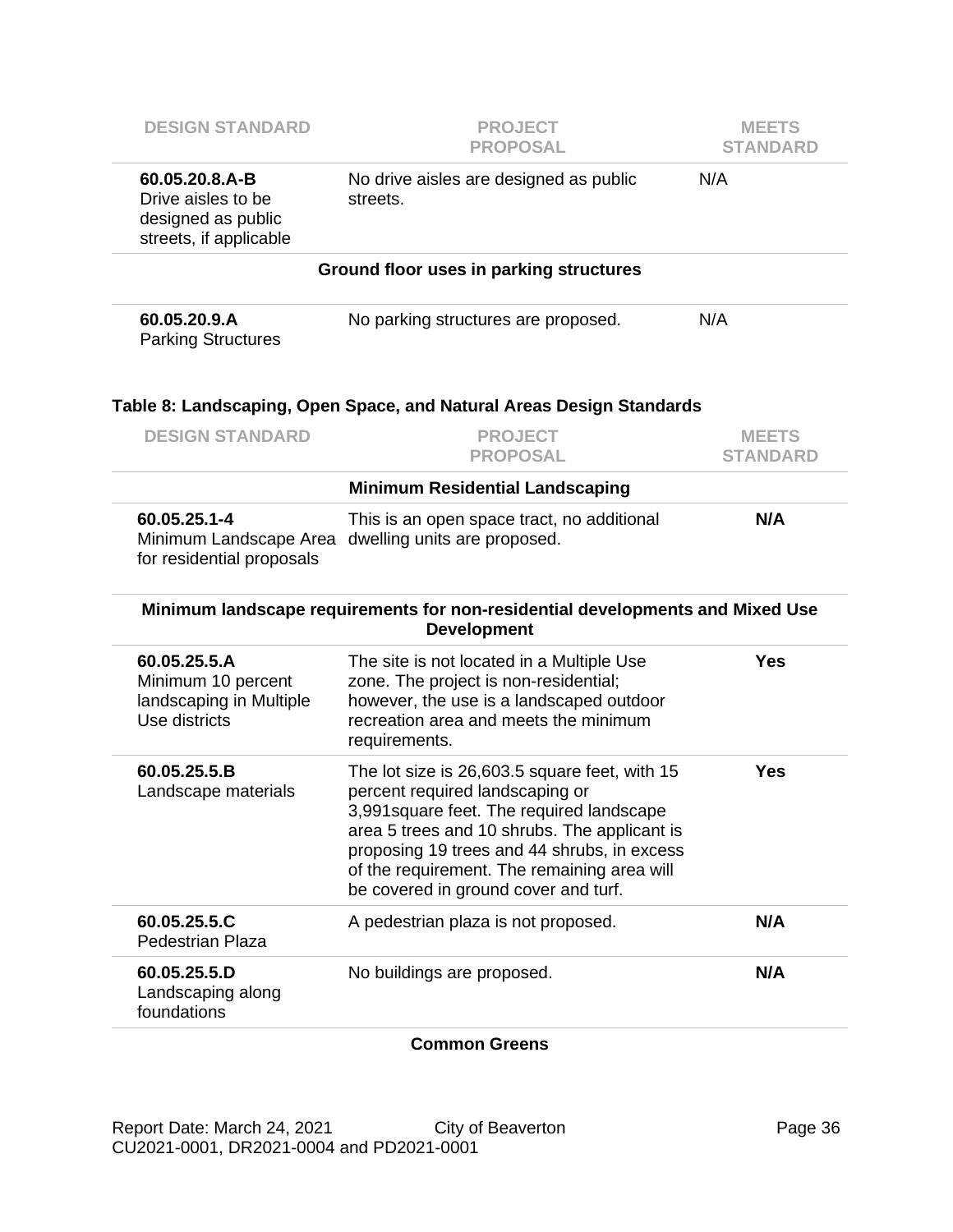| DESIGN STANDARD | PROJECT PROPOSAL | MEETS STANDARD |
|---|---|---|
| **60.05.20.8.A-B** Drive aisles to be designed as public streets, if applicable | No drive aisles are designed as public streets. | N/A |
| | **Ground floor uses in parking structures** | |
| **60.05.20.9.A** Parking Structures | No parking structures are proposed. | N/A |

**Table 8: Landscaping, Open Space, and Natural Areas Design Standards**

| DESIGN STANDARD | PROJECT PROPOSAL | MEETS STANDARD |
|---|---|---|
| | **Minimum Residential Landscaping** | |
| **60.05.25.1-4** Minimum Landscape Area for residential proposals | This is an open space tract, no additional dwelling units are proposed. | **N/A** |
| | **Minimum landscape requirements for non-residential developments and Mixed Use Development** | |
| **60.05.25.5.A** Minimum 10 percent landscaping in Multiple Use districts | The site is not located in a Multiple Use zone. The project is non-residential; however, the use is a landscaped outdoor recreation area and meets the minimum requirements. | **Yes** |
| **60.05.25.5.B** Landscape materials | The lot size is 26,603.5 square feet, with 15 percent required landscaping or 3,991square feet. The required landscape area 5 trees and 10 shrubs. The applicant is proposing 19 trees and 44 shrubs, in excess of the requirement. The remaining area will be covered in ground cover and turf. | **Yes** |
| **60.05.25.5.C** Pedestrian Plaza | A pedestrian plaza is not proposed. | **N/A** |
| **60.05.25.5.D** Landscaping along foundations | No buildings are proposed. | **N/A** |
| | **Common Greens** | |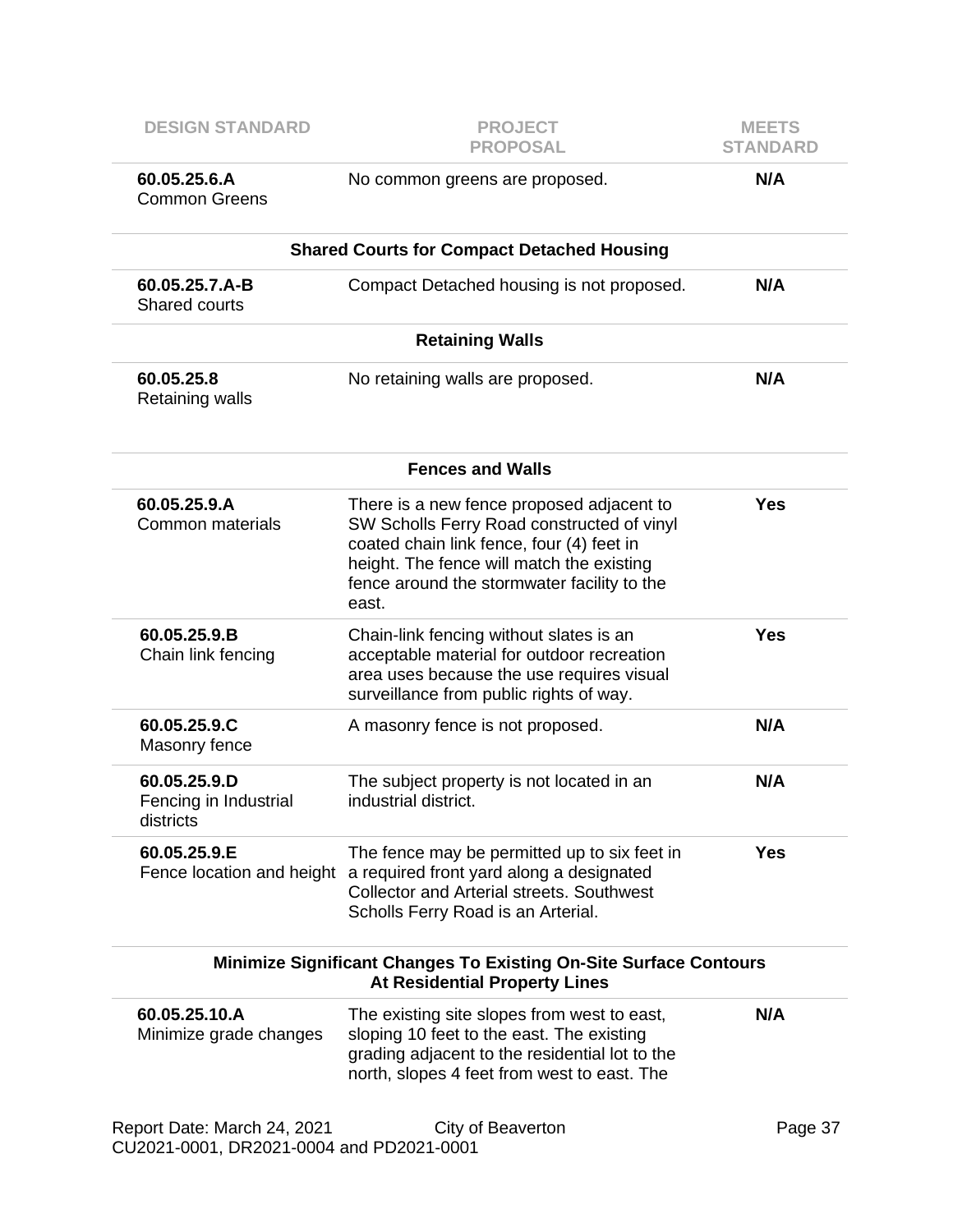| DESIGN STANDARD | PROJECT PROPOSAL | MEETS STANDARD |
|---|---|---|
| **60.05.25.6.A** Common Greens | No common greens are proposed. | **N/A** |
| | **Shared Courts for Compact Detached Housing** | |
| **60.05.25.7.A-B** Shared courts | Compact Detached housing is not proposed. | **N/A** |
| | **Retaining Walls** | |
| **60.05.25.8** Retaining walls | No retaining walls are proposed. | **N/A** |
| | **Fences and Walls** | |
| **60.05.25.9.A** Common materials | There is a new fence proposed adjacent to SW Scholls Ferry Road constructed of vinyl coated chain link fence, four (4) feet in height. The fence will match the existing fence around the stormwater facility to the east. | **Yes** |
| **60.05.25.9.B** Chain link fencing | Chain-link fencing without slates is an acceptable material for outdoor recreation area uses because the use requires visual surveillance from public rights of way. | **Yes** |
| **60.05.25.9.C** Masonry fence | A masonry fence is not proposed. | **N/A** |
| **60.05.25.9.D** Fencing in Industrial districts | The subject property is not located in an industrial district. | **N/A** |
| **60.05.25.9.E** Fence location and height | The fence may be permitted up to six feet in a required front yard along a designated Collector and Arterial streets. Southwest Scholls Ferry Road is an Arterial. | **Yes** |
| | **Minimize Significant Changes To Existing On-Site Surface Contours At Residential Property Lines** | |
| **60.05.25.10.A** Minimize grade changes | The existing site slopes from west to east, sloping 10 feet to the east. The existing grading adjacent to the residential lot to the north, slopes 4 feet from west to east. The | **N/A** |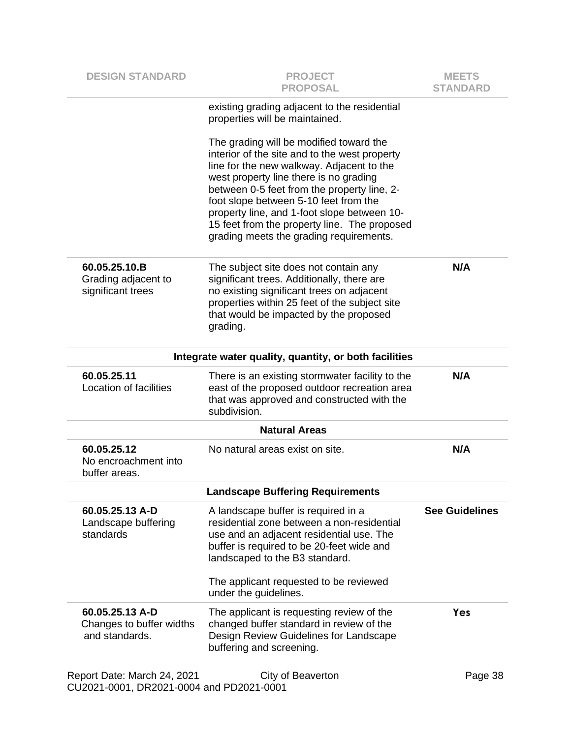| DESIGN STANDARD | PROJECT PROPOSAL | MEETS STANDARD |
|---|---|---|
| | existing grading adjacent to the residential properties will be maintained.<br><br>The grading will be modified toward the interior of the site and to the west property line for the new walkway. Adjacent to the west property line there is no grading between 0-5 feet from the property line, 2-foot slope between 5-10 feet from the property line, and 1-foot slope between 10-15 feet from the property line. The proposed grading meets the grading requirements. | |
| **60.05.25.10.B** Grading adjacent to significant trees | The subject site does not contain any significant trees. Additionally, there are no existing significant trees on adjacent properties within 25 feet of the subject site that would be impacted by the proposed grading. | **N/A** |
| | **Integrate water quality, quantity, or both facilities** | |
| **60.05.25.11** Location of facilities | There is an existing stormwater facility to the east of the proposed outdoor recreation area that was approved and constructed with the subdivision. | **N/A** |
| | **Natural Areas** | |
| **60.05.25.12** No encroachment into buffer areas. | No natural areas exist on site. | **N/A** |
| | **Landscape Buffering Requirements** | |
| **60.05.25.13 A-D** Landscape buffering standards | A landscape buffer is required in a residential zone between a non-residential use and an adjacent residential use. The buffer is required to be 20-feet wide and landscaped to the B3 standard.<br><br>The applicant requested to be reviewed under the guidelines. | **See Guidelines** |
| **60.05.25.13 A-D** Changes to buffer widths and standards. | The applicant is requesting review of the changed buffer standard in review of the Design Review Guidelines for Landscape buffering and screening. | **Yes** |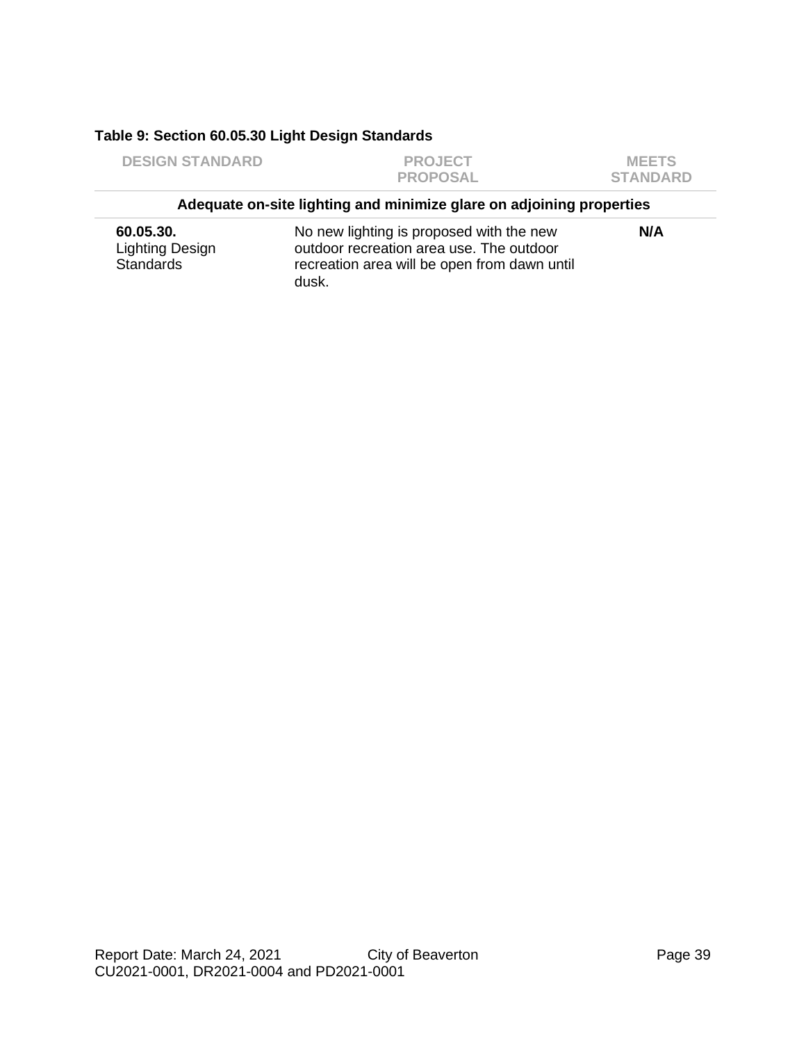**Table 9: Section 60.05.30 Light Design Standards**

| DESIGN STANDARD | PROJECT PROPOSAL | MEETS STANDARD |
|---|---|---|
| **Adequate on-site lighting and minimize glare on adjoining properties** | | |
| **60.05.30.** Lighting Design Standards | No new lighting is proposed with the new outdoor recreation area use. The outdoor recreation area will be open from dawn until dusk. | **N/A** |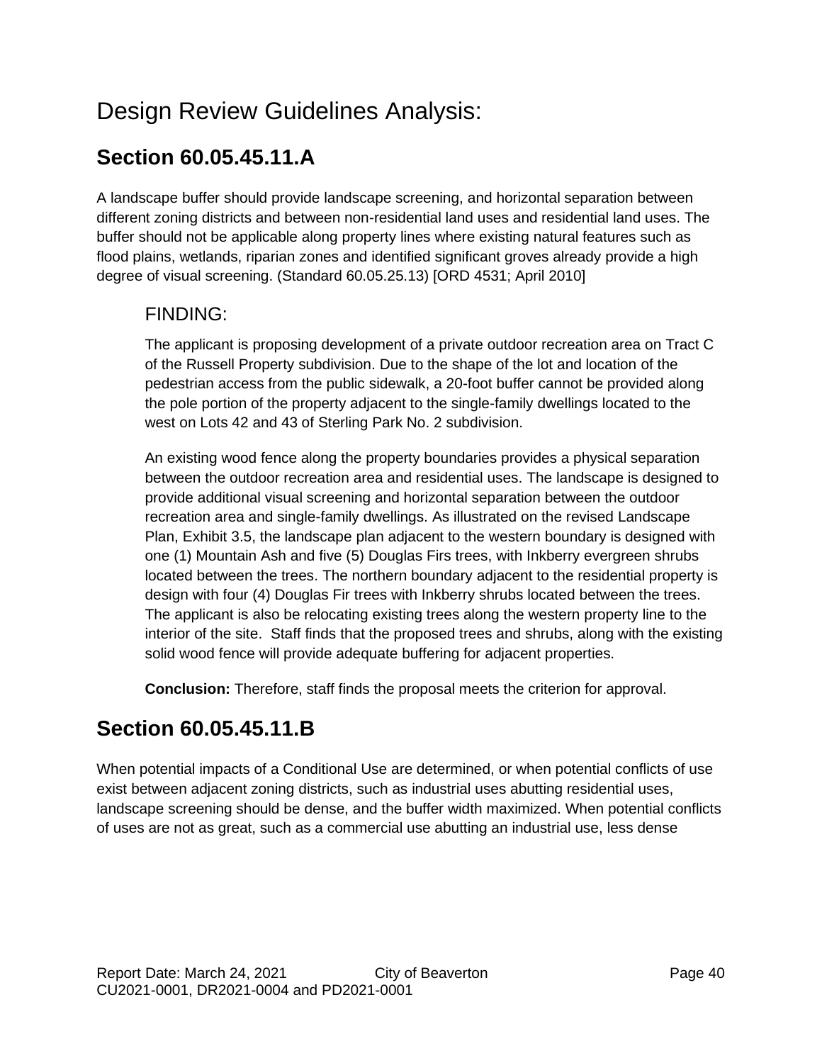# Design Review Guidelines Analysis:

## Section 60.05.45.11.A

A landscape buffer should provide landscape screening, and horizontal separation between different zoning districts and between non-residential land uses and residential land uses. The buffer should not be applicable along property lines where existing natural features such as flood plains, wetlands, riparian zones and identified significant groves already provide a high degree of visual screening. (Standard 60.05.25.13) [ORD 4531; April 2010]

### FINDING:

The applicant is proposing development of a private outdoor recreation area on Tract C of the Russell Property subdivision. Due to the shape of the lot and location of the pedestrian access from the public sidewalk, a 20-foot buffer cannot be provided along the pole portion of the property adjacent to the single-family dwellings located to the west on Lots 42 and 43 of Sterling Park No. 2 subdivision.

An existing wood fence along the property boundaries provides a physical separation between the outdoor recreation area and residential uses. The landscape is designed to provide additional visual screening and horizontal separation between the outdoor recreation area and single-family dwellings. As illustrated on the revised Landscape Plan, Exhibit 3.5, the landscape plan adjacent to the western boundary is designed with one (1) Mountain Ash and five (5) Douglas Firs trees, with Inkberry evergreen shrubs located between the trees. The northern boundary adjacent to the residential property is design with four (4) Douglas Fir trees with Inkberry shrubs located between the trees. The applicant is also be relocating existing trees along the western property line to the interior of the site. Staff finds that the proposed trees and shrubs, along with the existing solid wood fence will provide adequate buffering for adjacent properties.

**Conclusion:** Therefore, staff finds the proposal meets the criterion for approval.

## Section 60.05.45.11.B

When potential impacts of a Conditional Use are determined, or when potential conflicts of use exist between adjacent zoning districts, such as industrial uses abutting residential uses, landscape screening should be dense, and the buffer width maximized. When potential conflicts of uses are not as great, such as a commercial use abutting an industrial use, less dense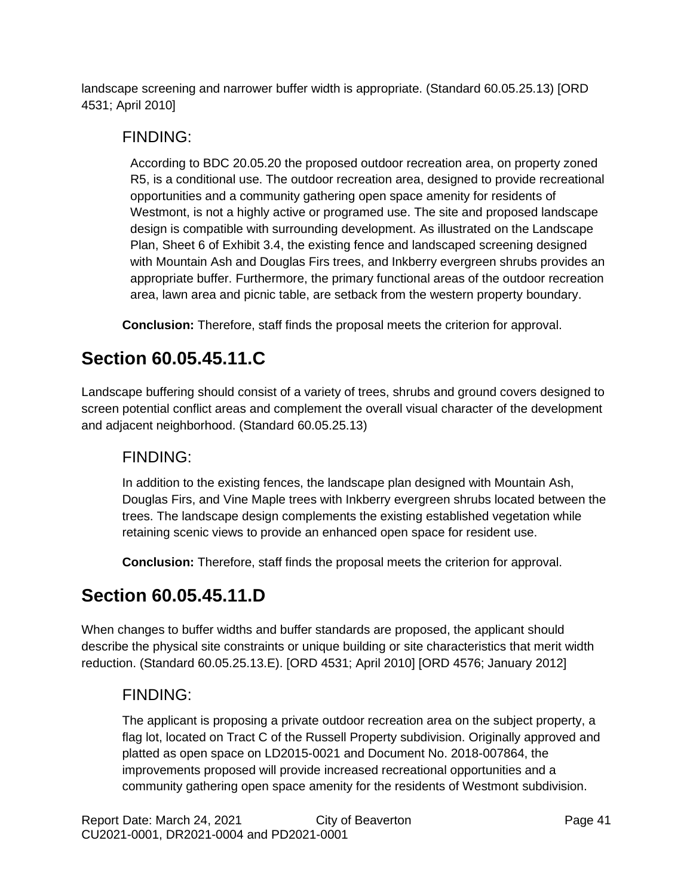landscape screening and narrower buffer width is appropriate. (Standard 60.05.25.13) [ORD 4531; April 2010]

### FINDING:

According to BDC 20.05.20 the proposed outdoor recreation area, on property zoned R5, is a conditional use. The outdoor recreation area, designed to provide recreational opportunities and a community gathering open space amenity for residents of Westmont, is not a highly active or programed use. The site and proposed landscape design is compatible with surrounding development. As illustrated on the Landscape Plan, Sheet 6 of Exhibit 3.4, the existing fence and landscaped screening designed with Mountain Ash and Douglas Firs trees, and Inkberry evergreen shrubs provides an appropriate buffer. Furthermore, the primary functional areas of the outdoor recreation area, lawn area and picnic table, are setback from the western property boundary.

**Conclusion:** Therefore, staff finds the proposal meets the criterion for approval.

## Section 60.05.45.11.C

Landscape buffering should consist of a variety of trees, shrubs and ground covers designed to screen potential conflict areas and complement the overall visual character of the development and adjacent neighborhood. (Standard 60.05.25.13)

### FINDING:

In addition to the existing fences, the landscape plan designed with Mountain Ash, Douglas Firs, and Vine Maple trees with Inkberry evergreen shrubs located between the trees. The landscape design complements the existing established vegetation while retaining scenic views to provide an enhanced open space for resident use.

**Conclusion:** Therefore, staff finds the proposal meets the criterion for approval.

## Section 60.05.45.11.D

When changes to buffer widths and buffer standards are proposed, the applicant should describe the physical site constraints or unique building or site characteristics that merit width reduction. (Standard 60.05.25.13.E). [ORD 4531; April 2010] [ORD 4576; January 2012]

### FINDING:

The applicant is proposing a private outdoor recreation area on the subject property, a flag lot, located on Tract C of the Russell Property subdivision. Originally approved and platted as open space on LD2015-0021 and Document No. 2018-007864, the improvements proposed will provide increased recreational opportunities and a community gathering open space amenity for the residents of Westmont subdivision.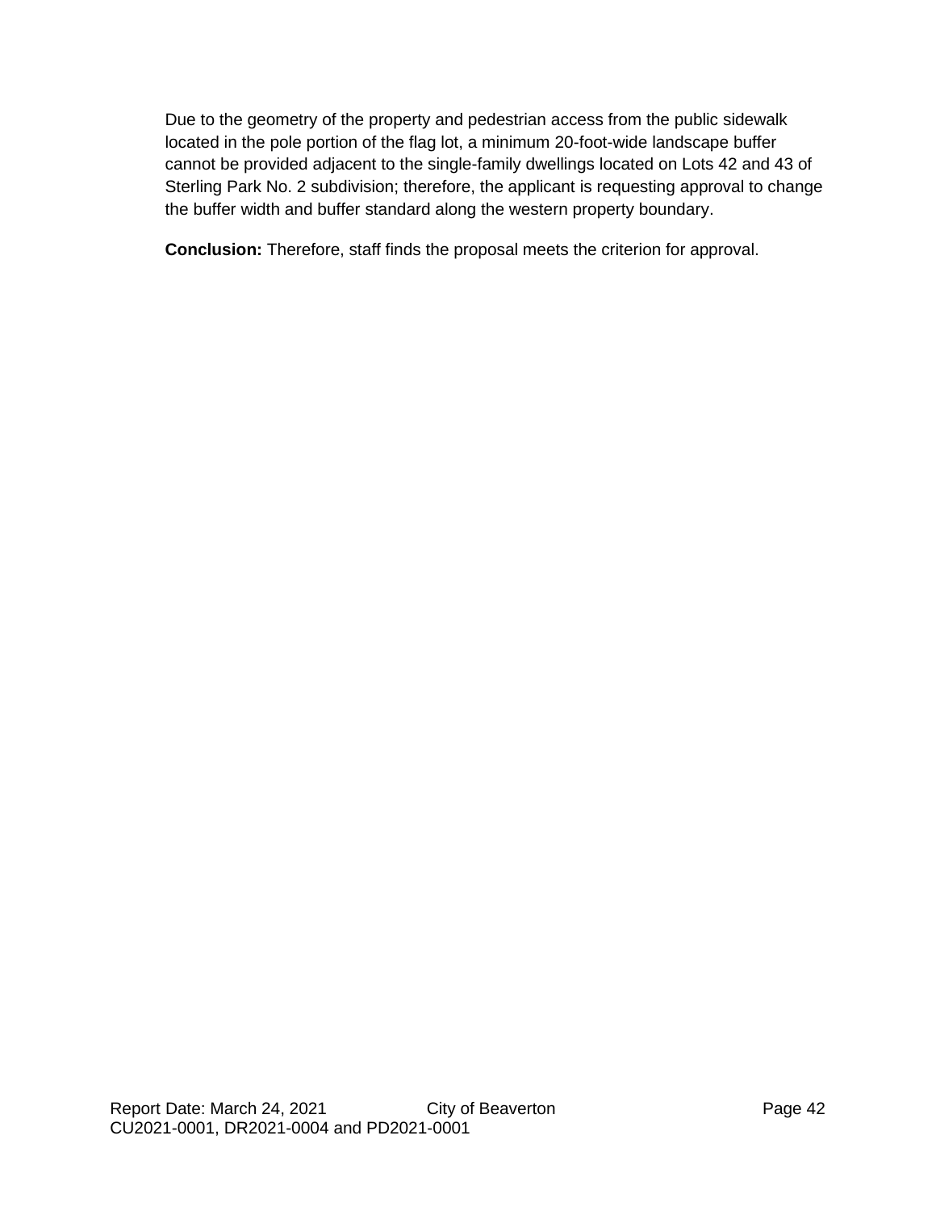Due to the geometry of the property and pedestrian access from the public sidewalk located in the pole portion of the flag lot, a minimum 20-foot-wide landscape buffer cannot be provided adjacent to the single-family dwellings located on Lots 42 and 43 of Sterling Park No. 2 subdivision; therefore, the applicant is requesting approval to change the buffer width and buffer standard along the western property boundary.

**Conclusion:** Therefore, staff finds the proposal meets the criterion for approval.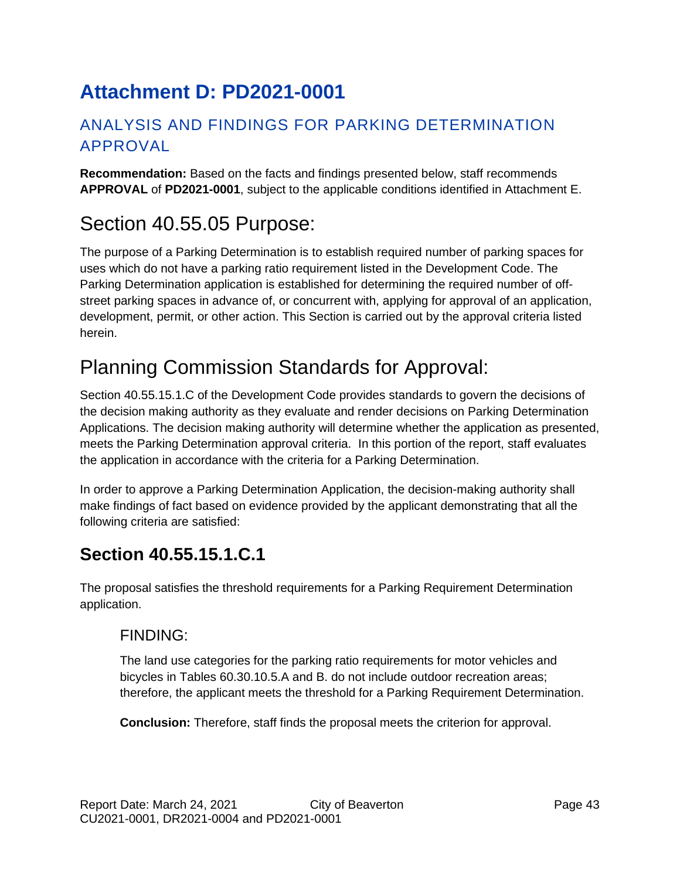# Attachment D: PD2021-0001

## ANALYSIS AND FINDINGS FOR PARKING DETERMINATION APPROVAL

**Recommendation:** Based on the facts and findings presented below, staff recommends **APPROVAL** of **PD2021-0001**, subject to the applicable conditions identified in Attachment E.

# Section 40.55.05 Purpose:

The purpose of a Parking Determination is to establish required number of parking spaces for uses which do not have a parking ratio requirement listed in the Development Code. The Parking Determination application is established for determining the required number of off-street parking spaces in advance of, or concurrent with, applying for approval of an application, development, permit, or other action. This Section is carried out by the approval criteria listed herein.

# Planning Commission Standards for Approval:

Section 40.55.15.1.C of the Development Code provides standards to govern the decisions of the decision making authority as they evaluate and render decisions on Parking Determination Applications. The decision making authority will determine whether the application as presented, meets the Parking Determination approval criteria. In this portion of the report, staff evaluates the application in accordance with the criteria for a Parking Determination.

In order to approve a Parking Determination Application, the decision-making authority shall make findings of fact based on evidence provided by the applicant demonstrating that all the following criteria are satisfied:

## Section 40.55.15.1.C.1

The proposal satisfies the threshold requirements for a Parking Requirement Determination application.

### FINDING:

The land use categories for the parking ratio requirements for motor vehicles and bicycles in Tables 60.30.10.5.A and B. do not include outdoor recreation areas; therefore, the applicant meets the threshold for a Parking Requirement Determination.

**Conclusion:** Therefore, staff finds the proposal meets the criterion for approval.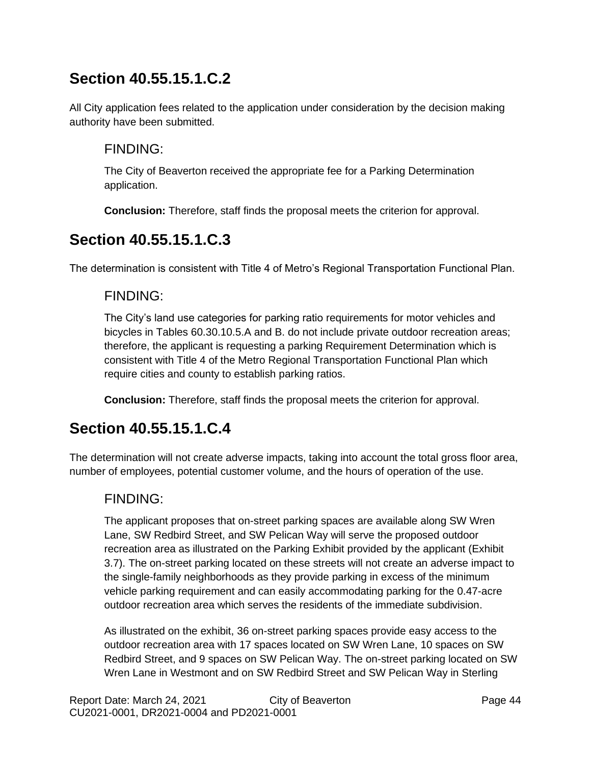## Section 40.55.15.1.C.2

All City application fees related to the application under consideration by the decision making authority have been submitted.

### FINDING:

The City of Beaverton received the appropriate fee for a Parking Determination application.

**Conclusion:** Therefore, staff finds the proposal meets the criterion for approval.

## Section 40.55.15.1.C.3

The determination is consistent with Title 4 of Metro's Regional Transportation Functional Plan.

### FINDING:

The City's land use categories for parking ratio requirements for motor vehicles and bicycles in Tables 60.30.10.5.A and B. do not include private outdoor recreation areas; therefore, the applicant is requesting a parking Requirement Determination which is consistent with Title 4 of the Metro Regional Transportation Functional Plan which require cities and county to establish parking ratios.

**Conclusion:** Therefore, staff finds the proposal meets the criterion for approval.

## Section 40.55.15.1.C.4

The determination will not create adverse impacts, taking into account the total gross floor area, number of employees, potential customer volume, and the hours of operation of the use.

### FINDING:

The applicant proposes that on-street parking spaces are available along SW Wren Lane, SW Redbird Street, and SW Pelican Way will serve the proposed outdoor recreation area as illustrated on the Parking Exhibit provided by the applicant (Exhibit 3.7). The on-street parking located on these streets will not create an adverse impact to the single-family neighborhoods as they provide parking in excess of the minimum vehicle parking requirement and can easily accommodating parking for the 0.47-acre outdoor recreation area which serves the residents of the immediate subdivision.

As illustrated on the exhibit, 36 on-street parking spaces provide easy access to the outdoor recreation area with 17 spaces located on SW Wren Lane, 10 spaces on SW Redbird Street, and 9 spaces on SW Pelican Way. The on-street parking located on SW Wren Lane in Westmont and on SW Redbird Street and SW Pelican Way in Sterling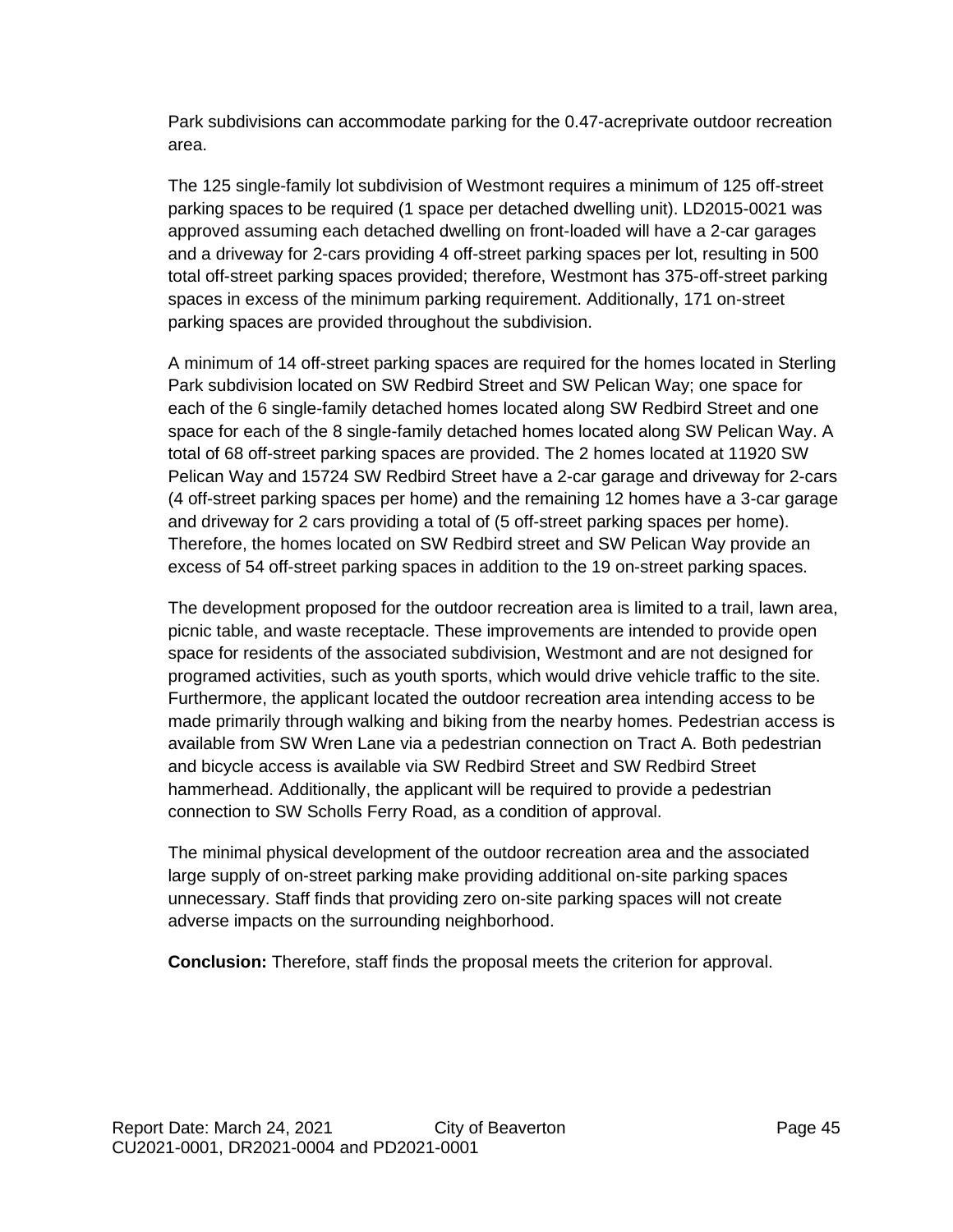Park subdivisions can accommodate parking for the 0.47-acreprivate outdoor recreation area.

The 125 single-family lot subdivision of Westmont requires a minimum of 125 off-street parking spaces to be required (1 space per detached dwelling unit). LD2015-0021 was approved assuming each detached dwelling on front-loaded will have a 2-car garages and a driveway for 2-cars providing 4 off-street parking spaces per lot, resulting in 500 total off-street parking spaces provided; therefore, Westmont has 375-off-street parking spaces in excess of the minimum parking requirement. Additionally, 171 on-street parking spaces are provided throughout the subdivision.

A minimum of 14 off-street parking spaces are required for the homes located in Sterling Park subdivision located on SW Redbird Street and SW Pelican Way; one space for each of the 6 single-family detached homes located along SW Redbird Street and one space for each of the 8 single-family detached homes located along SW Pelican Way. A total of 68 off-street parking spaces are provided. The 2 homes located at 11920 SW Pelican Way and 15724 SW Redbird Street have a 2-car garage and driveway for 2-cars (4 off-street parking spaces per home) and the remaining 12 homes have a 3-car garage and driveway for 2 cars providing a total of (5 off-street parking spaces per home). Therefore, the homes located on SW Redbird street and SW Pelican Way provide an excess of 54 off-street parking spaces in addition to the 19 on-street parking spaces.

The development proposed for the outdoor recreation area is limited to a trail, lawn area, picnic table, and waste receptacle. These improvements are intended to provide open space for residents of the associated subdivision, Westmont and are not designed for programed activities, such as youth sports, which would drive vehicle traffic to the site. Furthermore, the applicant located the outdoor recreation area intending access to be made primarily through walking and biking from the nearby homes. Pedestrian access is available from SW Wren Lane via a pedestrian connection on Tract A. Both pedestrian and bicycle access is available via SW Redbird Street and SW Redbird Street hammerhead. Additionally, the applicant will be required to provide a pedestrian connection to SW Scholls Ferry Road, as a condition of approval.

The minimal physical development of the outdoor recreation area and the associated large supply of on-street parking make providing additional on-site parking spaces unnecessary. Staff finds that providing zero on-site parking spaces will not create adverse impacts on the surrounding neighborhood.

**Conclusion:** Therefore, staff finds the proposal meets the criterion for approval.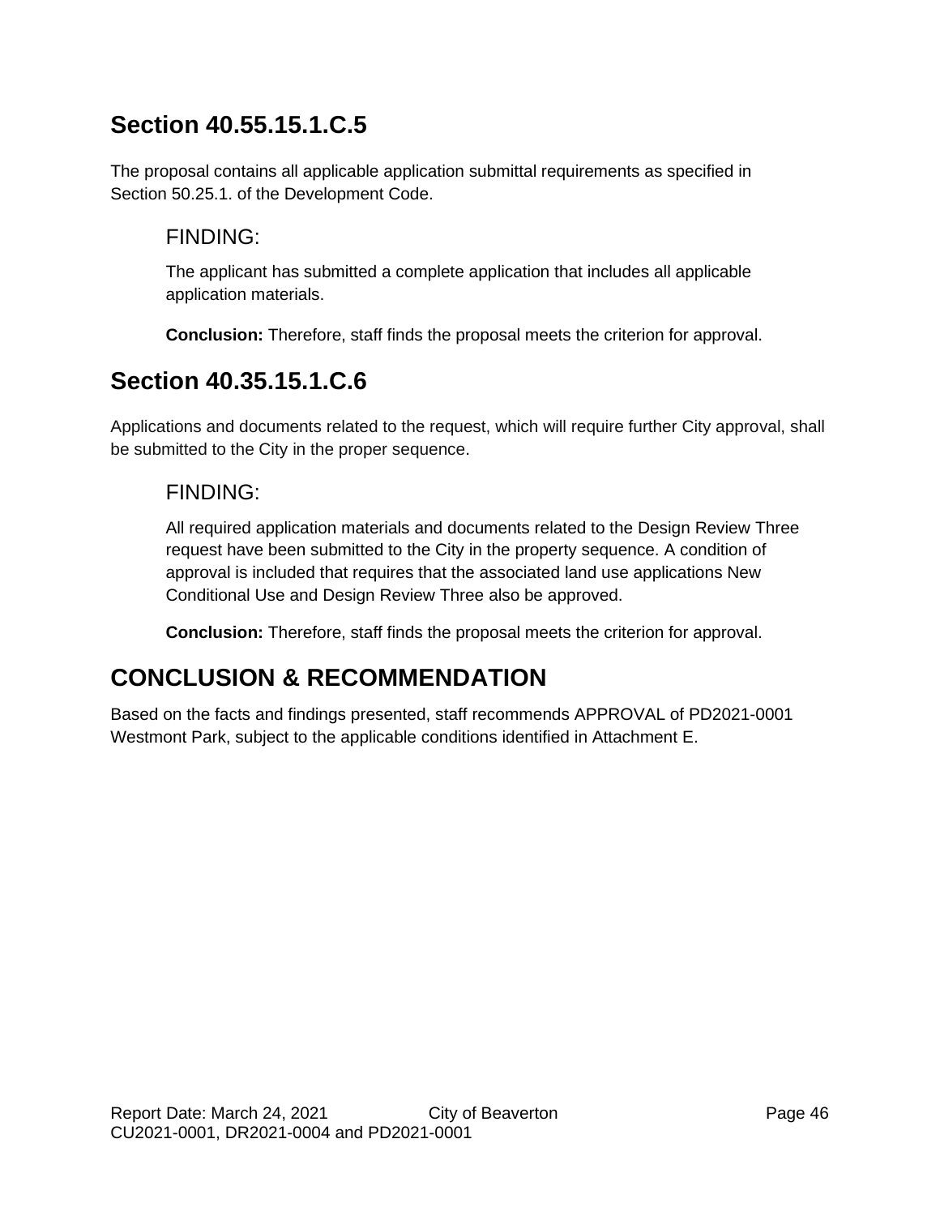## Section 40.55.15.1.C.5

The proposal contains all applicable application submittal requirements as specified in Section 50.25.1. of the Development Code.

### FINDING:

The applicant has submitted a complete application that includes all applicable application materials.

**Conclusion:** Therefore, staff finds the proposal meets the criterion for approval.

## Section 40.35.15.1.C.6

Applications and documents related to the request, which will require further City approval, shall be submitted to the City in the proper sequence.

### FINDING:

All required application materials and documents related to the Design Review Three request have been submitted to the City in the property sequence. A condition of approval is included that requires that the associated land use applications New Conditional Use and Design Review Three also be approved.

**Conclusion:** Therefore, staff finds the proposal meets the criterion for approval.

## CONCLUSION & RECOMMENDATION

Based on the facts and findings presented, staff recommends APPROVAL of PD2021-0001 Westmont Park, subject to the applicable conditions identified in Attachment E.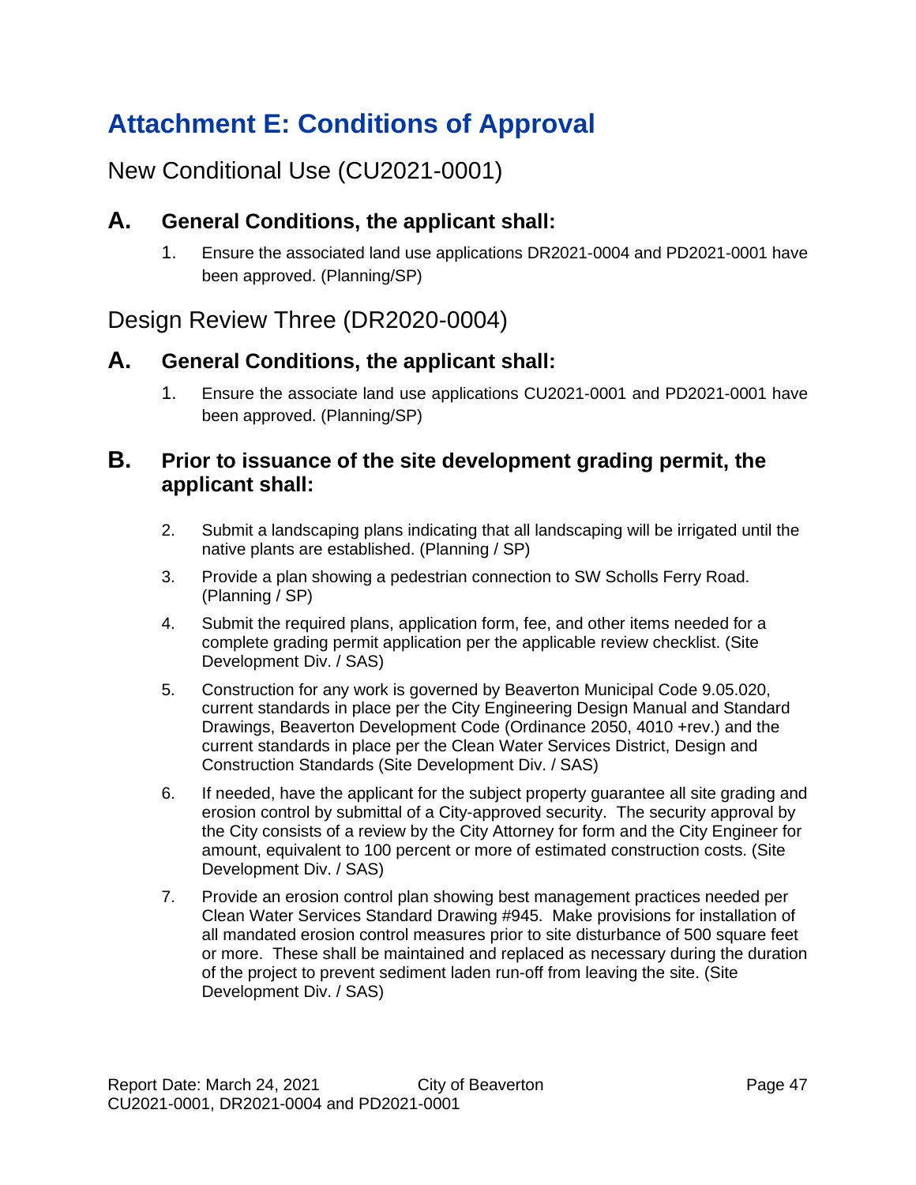# Attachment E: Conditions of Approval

## New Conditional Use (CU2021-0001)

### A. General Conditions, the applicant shall:

1. Ensure the associated land use applications DR2021-0004 and PD2021-0001 have been approved. (Planning/SP)

## Design Review Three (DR2020-0004)

### A. General Conditions, the applicant shall:

1. Ensure the associate land use applications CU2021-0001 and PD2021-0001 have been approved. (Planning/SP)

### B. Prior to issuance of the site development grading permit, the applicant shall:

2. Submit a landscaping plans indicating that all landscaping will be irrigated until the native plants are established. (Planning / SP)
3. Provide a plan showing a pedestrian connection to SW Scholls Ferry Road. (Planning / SP)
4. Submit the required plans, application form, fee, and other items needed for a complete grading permit application per the applicable review checklist. (Site Development Div. / SAS)
5. Construction for any work is governed by Beaverton Municipal Code 9.05.020, current standards in place per the City Engineering Design Manual and Standard Drawings, Beaverton Development Code (Ordinance 2050, 4010 +rev.) and the current standards in place per the Clean Water Services District, Design and Construction Standards (Site Development Div. / SAS)
6. If needed, have the applicant for the subject property guarantee all site grading and erosion control by submittal of a City-approved security. The security approval by the City consists of a review by the City Attorney for form and the City Engineer for amount, equivalent to 100 percent or more of estimated construction costs. (Site Development Div. / SAS)
7. Provide an erosion control plan showing best management practices needed per Clean Water Services Standard Drawing #945. Make provisions for installation of all mandated erosion control measures prior to site disturbance of 500 square feet or more. These shall be maintained and replaced as necessary during the duration of the project to prevent sediment laden run-off from leaving the site. (Site Development Div. / SAS)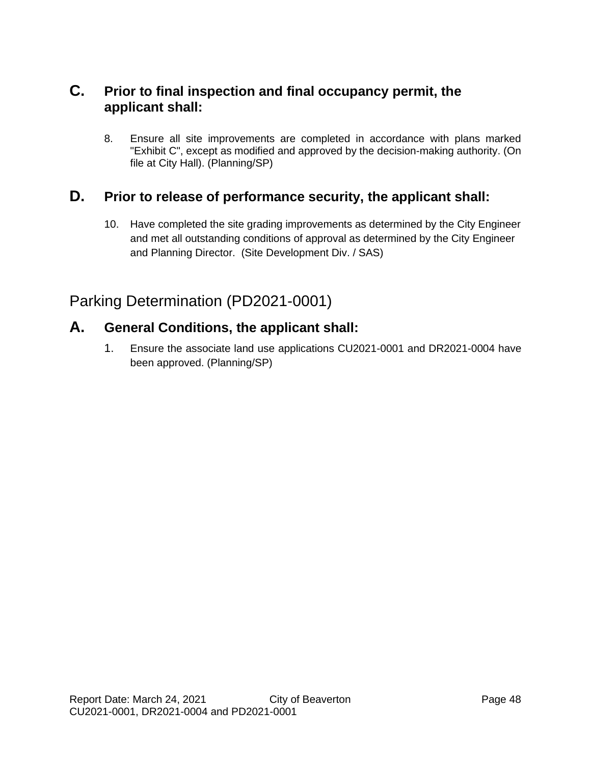## C. Prior to final inspection and final occupancy permit, the applicant shall:

8. Ensure all site improvements are completed in accordance with plans marked "Exhibit C", except as modified and approved by the decision-making authority. (On file at City Hall). (Planning/SP)

## D. Prior to release of performance security, the applicant shall:

10. Have completed the site grading improvements as determined by the City Engineer and met all outstanding conditions of approval as determined by the City Engineer and Planning Director. (Site Development Div. / SAS)

# Parking Determination (PD2021-0001)

## A. General Conditions, the applicant shall:

1. Ensure the associate land use applications CU2021-0001 and DR2021-0004 have been approved. (Planning/SP)